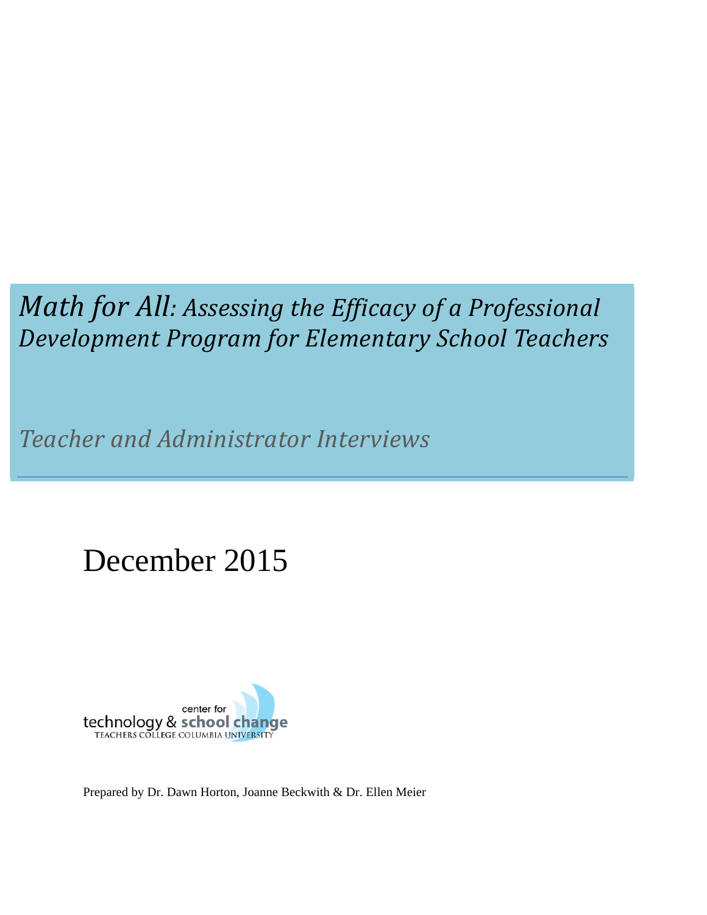# *Math for All: Assessing the Efficacy of a Professional Development Program for Elementary School Teachers*

## *Teacher and Administrator Interviews*

December 2015

center for technology & school change
TEACHERS COLLEGE COLUMBIA UNIVERSITY

Prepared by Dr. Dawn Horton, Joanne Beckwith & Dr. Ellen Meier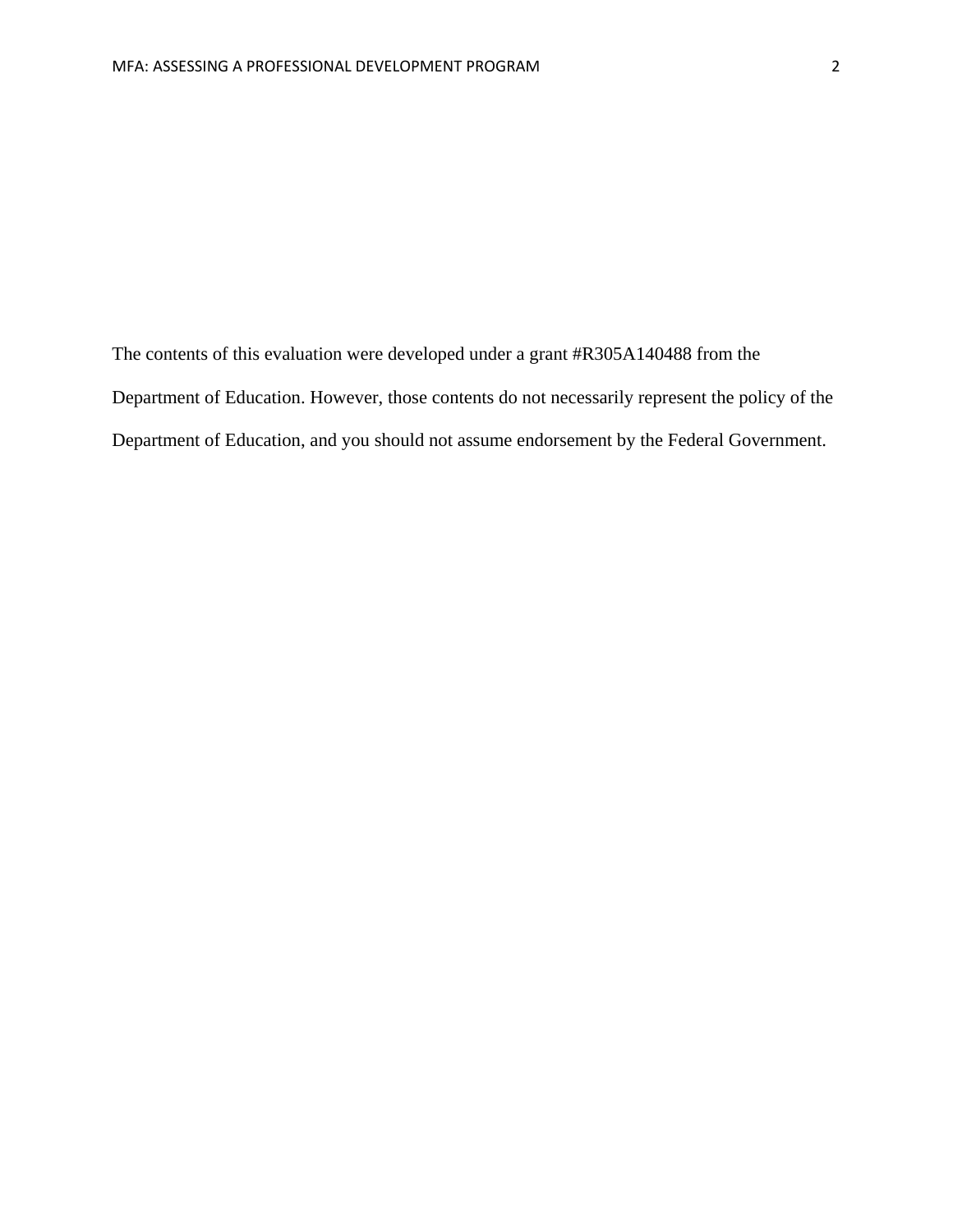The contents of this evaluation were developed under a grant #R305A140488 from the Department of Education. However, those contents do not necessarily represent the policy of the Department of Education, and you should not assume endorsement by the Federal Government.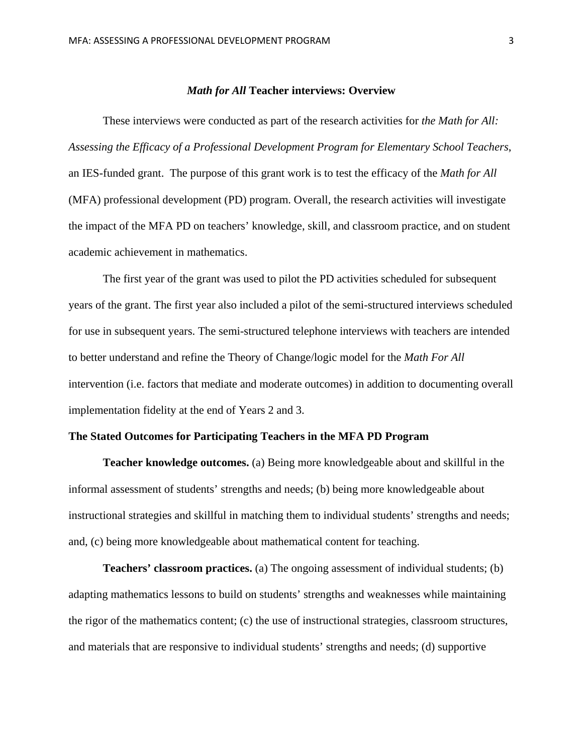## *Math for All* Teacher interviews: Overview

These interviews were conducted as part of the research activities for *the Math for All: Assessing the Efficacy of a Professional Development Program for Elementary School Teachers*, an IES-funded grant. The purpose of this grant work is to test the efficacy of the *Math for All* (MFA) professional development (PD) program. Overall, the research activities will investigate the impact of the MFA PD on teachers' knowledge, skill, and classroom practice, and on student academic achievement in mathematics.

The first year of the grant was used to pilot the PD activities scheduled for subsequent years of the grant. The first year also included a pilot of the semi-structured interviews scheduled for use in subsequent years. The semi-structured telephone interviews with teachers are intended to better understand and refine the Theory of Change/logic model for the *Math For All* intervention (i.e. factors that mediate and moderate outcomes) in addition to documenting overall implementation fidelity at the end of Years 2 and 3.

### The Stated Outcomes for Participating Teachers in the MFA PD Program

**Teacher knowledge outcomes.** (a) Being more knowledgeable about and skillful in the informal assessment of students' strengths and needs; (b) being more knowledgeable about instructional strategies and skillful in matching them to individual students' strengths and needs; and, (c) being more knowledgeable about mathematical content for teaching.

**Teachers' classroom practices.** (a) The ongoing assessment of individual students; (b) adapting mathematics lessons to build on students' strengths and weaknesses while maintaining the rigor of the mathematics content; (c) the use of instructional strategies, classroom structures, and materials that are responsive to individual students' strengths and needs; (d) supportive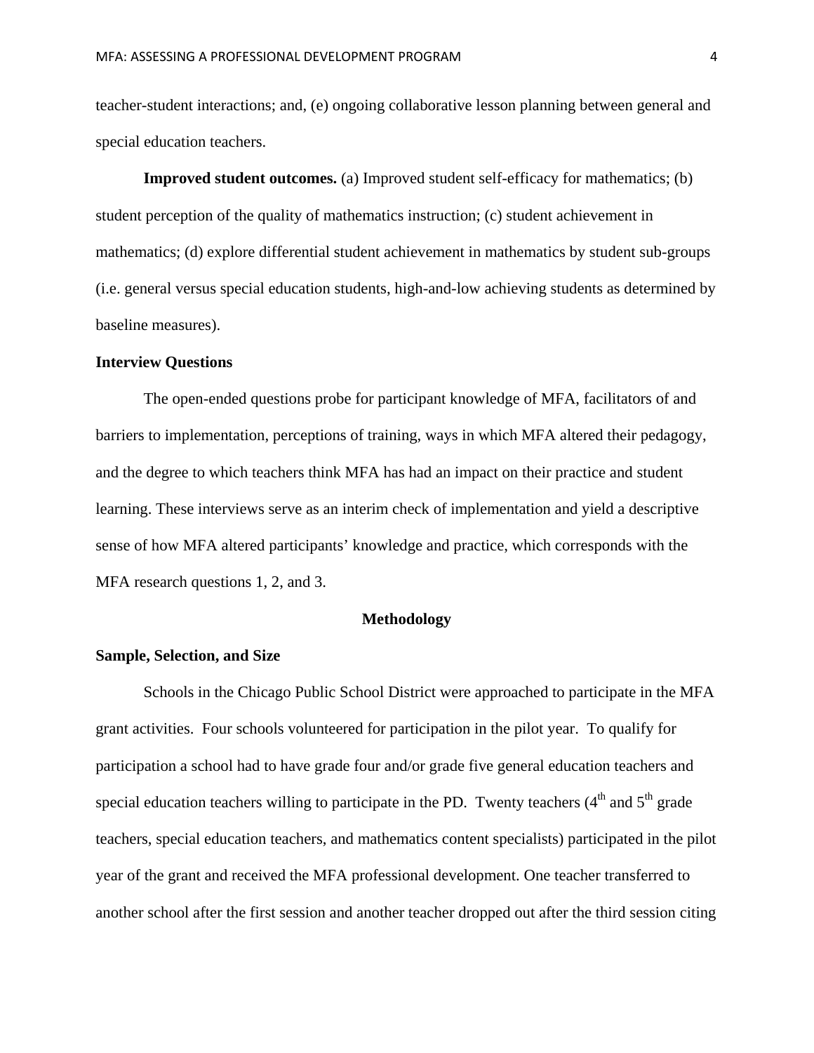teacher-student interactions; and, (e) ongoing collaborative lesson planning between general and special education teachers.

**Improved student outcomes.** (a) Improved student self-efficacy for mathematics; (b) student perception of the quality of mathematics instruction; (c) student achievement in mathematics; (d) explore differential student achievement in mathematics by student sub-groups (i.e. general versus special education students, high-and-low achieving students as determined by baseline measures).

### Interview Questions

The open-ended questions probe for participant knowledge of MFA, facilitators of and barriers to implementation, perceptions of training, ways in which MFA altered their pedagogy, and the degree to which teachers think MFA has had an impact on their practice and student learning. These interviews serve as an interim check of implementation and yield a descriptive sense of how MFA altered participants' knowledge and practice, which corresponds with the MFA research questions 1, 2, and 3.

## Methodology

### Sample, Selection, and Size

Schools in the Chicago Public School District were approached to participate in the MFA grant activities. Four schools volunteered for participation in the pilot year. To qualify for participation a school had to have grade four and/or grade five general education teachers and special education teachers willing to participate in the PD. Twenty teachers (4th and 5th grade teachers, special education teachers, and mathematics content specialists) participated in the pilot year of the grant and received the MFA professional development. One teacher transferred to another school after the first session and another teacher dropped out after the third session citing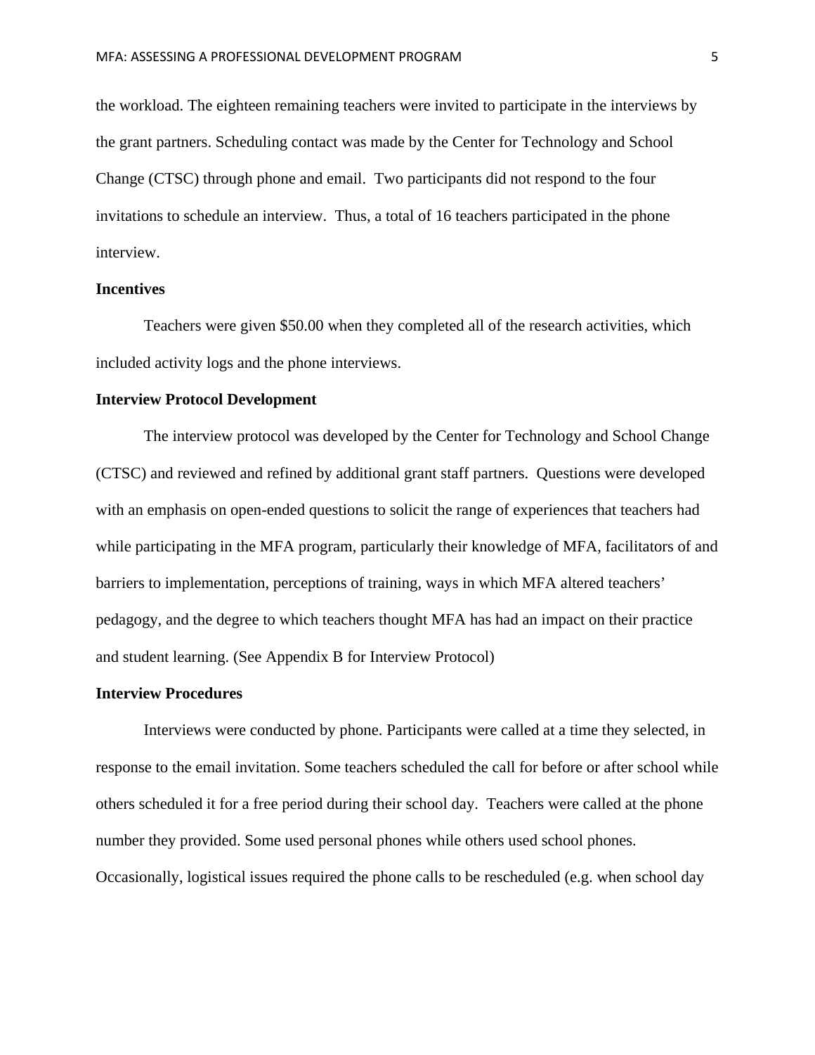the workload. The eighteen remaining teachers were invited to participate in the interviews by the grant partners. Scheduling contact was made by the Center for Technology and School Change (CTSC) through phone and email. Two participants did not respond to the four invitations to schedule an interview. Thus, a total of 16 teachers participated in the phone interview.

**Incentives**

Teachers were given $50.00 when they completed all of the research activities, which included activity logs and the phone interviews.

**Interview Protocol Development**

The interview protocol was developed by the Center for Technology and School Change (CTSC) and reviewed and refined by additional grant staff partners. Questions were developed with an emphasis on open-ended questions to solicit the range of experiences that teachers had while participating in the MFA program, particularly their knowledge of MFA, facilitators of and barriers to implementation, perceptions of training, ways in which MFA altered teachers' pedagogy, and the degree to which teachers thought MFA has had an impact on their practice and student learning. (See Appendix B for Interview Protocol)

**Interview Procedures**

Interviews were conducted by phone. Participants were called at a time they selected, in response to the email invitation. Some teachers scheduled the call for before or after school while others scheduled it for a free period during their school day. Teachers were called at the phone number they provided. Some used personal phones while others used school phones. Occasionally, logistical issues required the phone calls to be rescheduled (e.g. when school day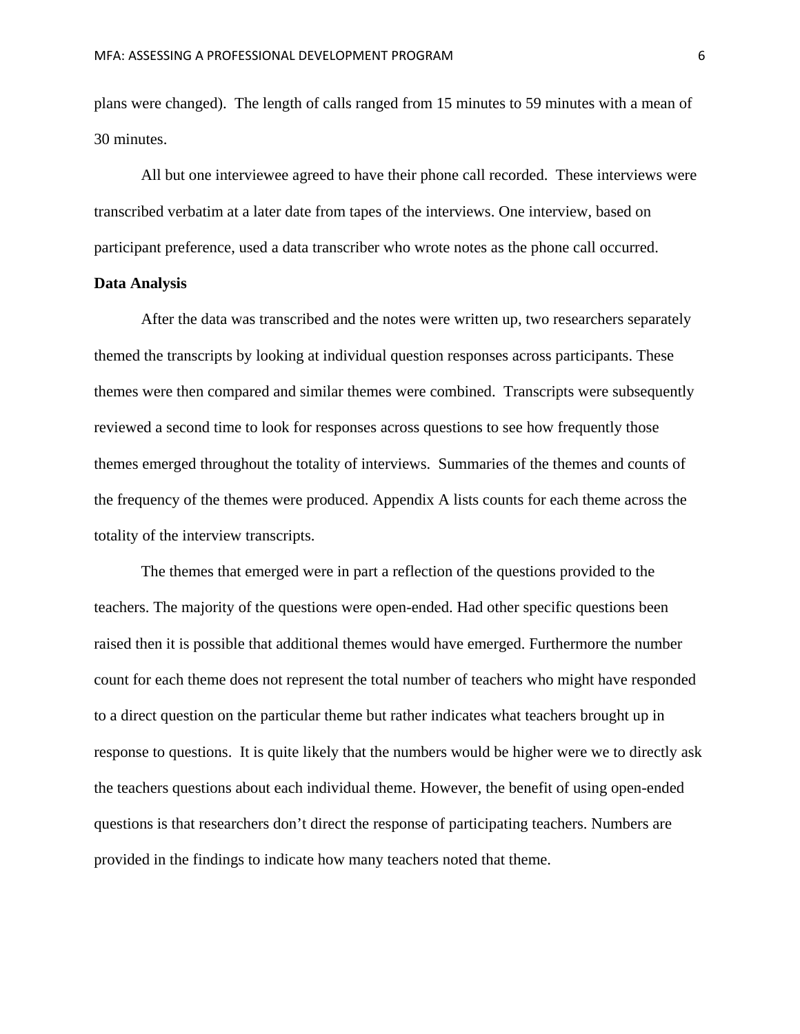plans were changed). The length of calls ranged from 15 minutes to 59 minutes with a mean of 30 minutes.

All but one interviewee agreed to have their phone call recorded. These interviews were transcribed verbatim at a later date from tapes of the interviews. One interview, based on participant preference, used a data transcriber who wrote notes as the phone call occurred.

**Data Analysis**

After the data was transcribed and the notes were written up, two researchers separately themed the transcripts by looking at individual question responses across participants. These themes were then compared and similar themes were combined. Transcripts were subsequently reviewed a second time to look for responses across questions to see how frequently those themes emerged throughout the totality of interviews. Summaries of the themes and counts of the frequency of the themes were produced. Appendix A lists counts for each theme across the totality of the interview transcripts.

The themes that emerged were in part a reflection of the questions provided to the teachers. The majority of the questions were open-ended. Had other specific questions been raised then it is possible that additional themes would have emerged. Furthermore the number count for each theme does not represent the total number of teachers who might have responded to a direct question on the particular theme but rather indicates what teachers brought up in response to questions. It is quite likely that the numbers would be higher were we to directly ask the teachers questions about each individual theme. However, the benefit of using open-ended questions is that researchers don't direct the response of participating teachers. Numbers are provided in the findings to indicate how many teachers noted that theme.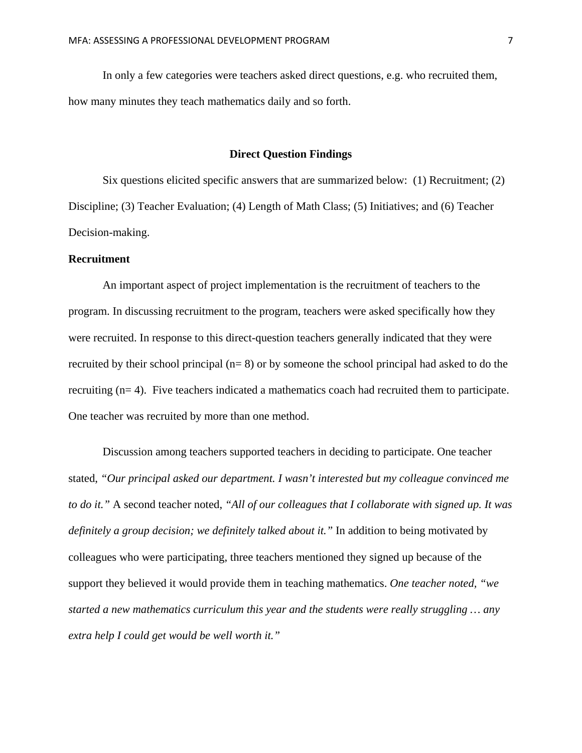In only a few categories were teachers asked direct questions, e.g. who recruited them, how many minutes they teach mathematics daily and so forth.

## Direct Question Findings

Six questions elicited specific answers that are summarized below: (1) Recruitment; (2) Discipline; (3) Teacher Evaluation; (4) Length of Math Class; (5) Initiatives; and (6) Teacher Decision-making.

### Recruitment

An important aspect of project implementation is the recruitment of teachers to the program. In discussing recruitment to the program, teachers were asked specifically how they were recruited. In response to this direct-question teachers generally indicated that they were recruited by their school principal (n= 8) or by someone the school principal had asked to do the recruiting (n= 4). Five teachers indicated a mathematics coach had recruited them to participate. One teacher was recruited by more than one method.

Discussion among teachers supported teachers in deciding to participate. One teacher stated, *"Our principal asked our department. I wasn't interested but my colleague convinced me to do it."* A second teacher noted, *"All of our colleagues that I collaborate with signed up. It was definitely a group decision; we definitely talked about it."* In addition to being motivated by colleagues who were participating, three teachers mentioned they signed up because of the support they believed it would provide them in teaching mathematics. *One teacher noted, "we started a new mathematics curriculum this year and the students were really struggling … any extra help I could get would be well worth it."*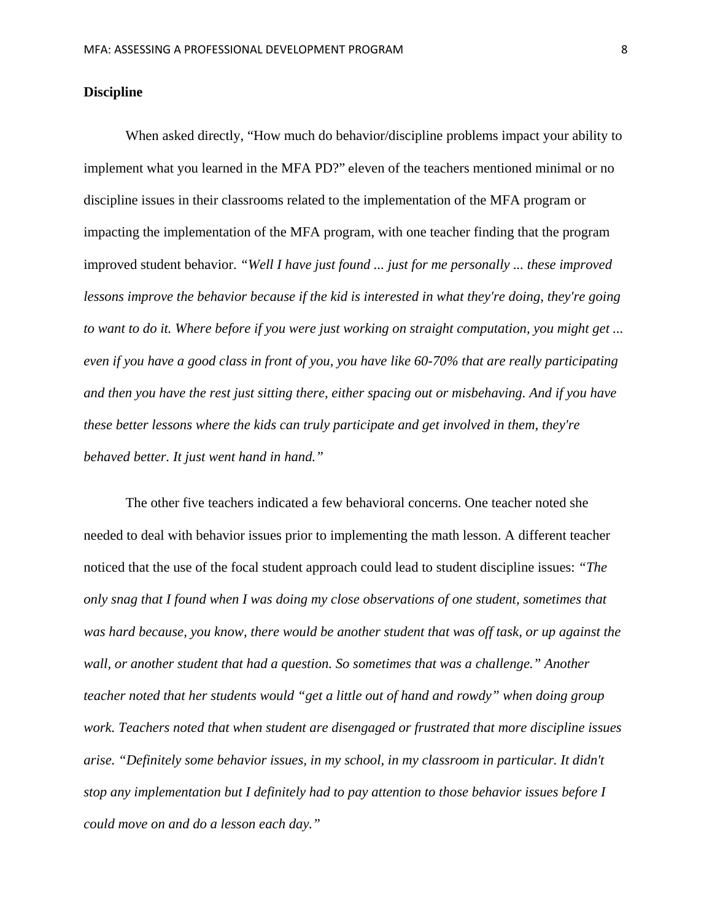**Discipline**

When asked directly, “How much do behavior/discipline problems impact your ability to implement what you learned in the MFA PD?” eleven of the teachers mentioned minimal or no discipline issues in their classrooms related to the implementation of the MFA program or impacting the implementation of the MFA program, with one teacher finding that the program improved student behavior. *“Well I have just found ... just for me personally ... these improved lessons improve the behavior because if the kid is interested in what they're doing, they're going to want to do it. Where before if you were just working on straight computation, you might get ... even if you have a good class in front of you, you have like 60-70% that are really participating and then you have the rest just sitting there, either spacing out or misbehaving. And if you have these better lessons where the kids can truly participate and get involved in them, they're behaved better. It just went hand in hand.”*

The other five teachers indicated a few behavioral concerns. One teacher noted she needed to deal with behavior issues prior to implementing the math lesson. A different teacher noticed that the use of the focal student approach could lead to student discipline issues: *“The only snag that I found when I was doing my close observations of one student, sometimes that was hard because, you know, there would be another student that was off task, or up against the wall, or another student that had a question. So sometimes that was a challenge.” Another teacher noted that her students would “get a little out of hand and rowdy” when doing group work. Teachers noted that when student are disengaged or frustrated that more discipline issues arise. “Definitely some behavior issues, in my school, in my classroom in particular. It didn't stop any implementation but I definitely had to pay attention to those behavior issues before I could move on and do a lesson each day.”*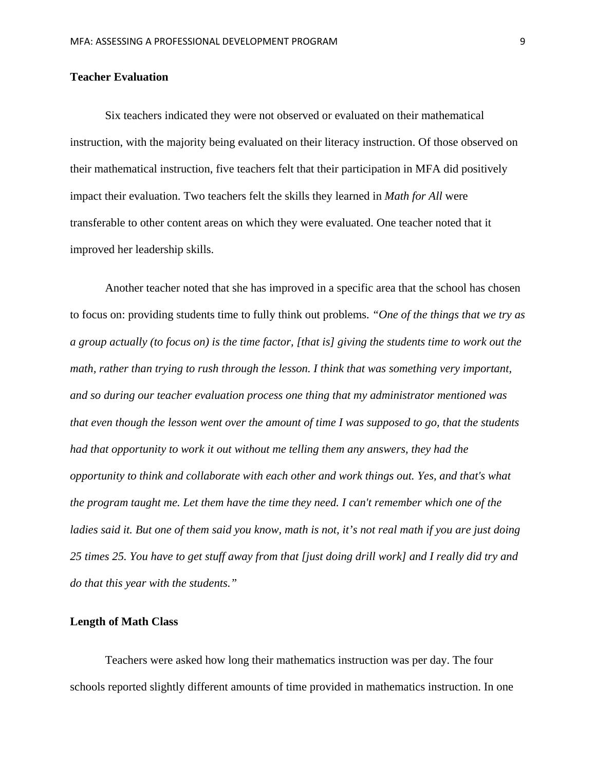## Teacher Evaluation

Six teachers indicated they were not observed or evaluated on their mathematical instruction, with the majority being evaluated on their literacy instruction. Of those observed on their mathematical instruction, five teachers felt that their participation in MFA did positively impact their evaluation. Two teachers felt the skills they learned in *Math for All* were transferable to other content areas on which they were evaluated. One teacher noted that it improved her leadership skills.

Another teacher noted that she has improved in a specific area that the school has chosen to focus on: providing students time to fully think out problems. *"One of the things that we try as a group actually (to focus on) is the time factor, [that is] giving the students time to work out the math, rather than trying to rush through the lesson. I think that was something very important, and so during our teacher evaluation process one thing that my administrator mentioned was that even though the lesson went over the amount of time I was supposed to go, that the students had that opportunity to work it out without me telling them any answers, they had the opportunity to think and collaborate with each other and work things out. Yes, and that's what the program taught me. Let them have the time they need. I can't remember which one of the ladies said it. But one of them said you know, math is not, it's not real math if you are just doing 25 times 25. You have to get stuff away from that [just doing drill work] and I really did try and do that this year with the students."*

## Length of Math Class

Teachers were asked how long their mathematics instruction was per day. The four schools reported slightly different amounts of time provided in mathematics instruction. In one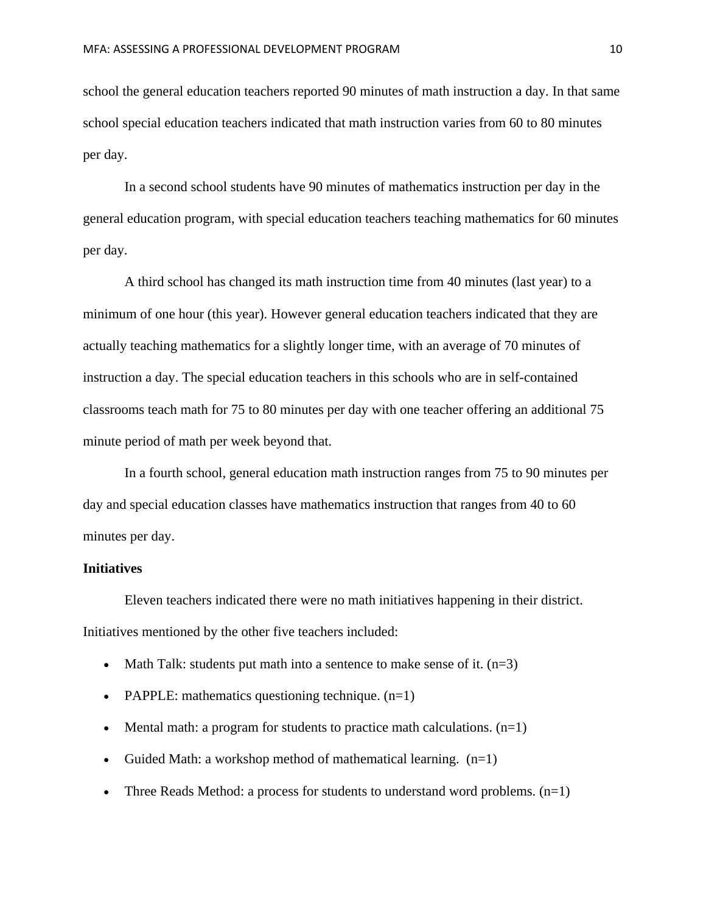school the general education teachers reported 90 minutes of math instruction a day. In that same school special education teachers indicated that math instruction varies from 60 to 80 minutes per day.

In a second school students have 90 minutes of mathematics instruction per day in the general education program, with special education teachers teaching mathematics for 60 minutes per day.

A third school has changed its math instruction time from 40 minutes (last year) to a minimum of one hour (this year). However general education teachers indicated that they are actually teaching mathematics for a slightly longer time, with an average of 70 minutes of instruction a day. The special education teachers in this schools who are in self-contained classrooms teach math for 75 to 80 minutes per day with one teacher offering an additional 75 minute period of math per week beyond that.

In a fourth school, general education math instruction ranges from 75 to 90 minutes per day and special education classes have mathematics instruction that ranges from 40 to 60 minutes per day.

**Initiatives**

Eleven teachers indicated there were no math initiatives happening in their district. Initiatives mentioned by the other five teachers included:

- Math Talk: students put math into a sentence to make sense of it. (n=3)
- PAPPLE: mathematics questioning technique. (n=1)
- Mental math: a program for students to practice math calculations. (n=1)
- Guided Math: a workshop method of mathematical learning. (n=1)
- Three Reads Method: a process for students to understand word problems. (n=1)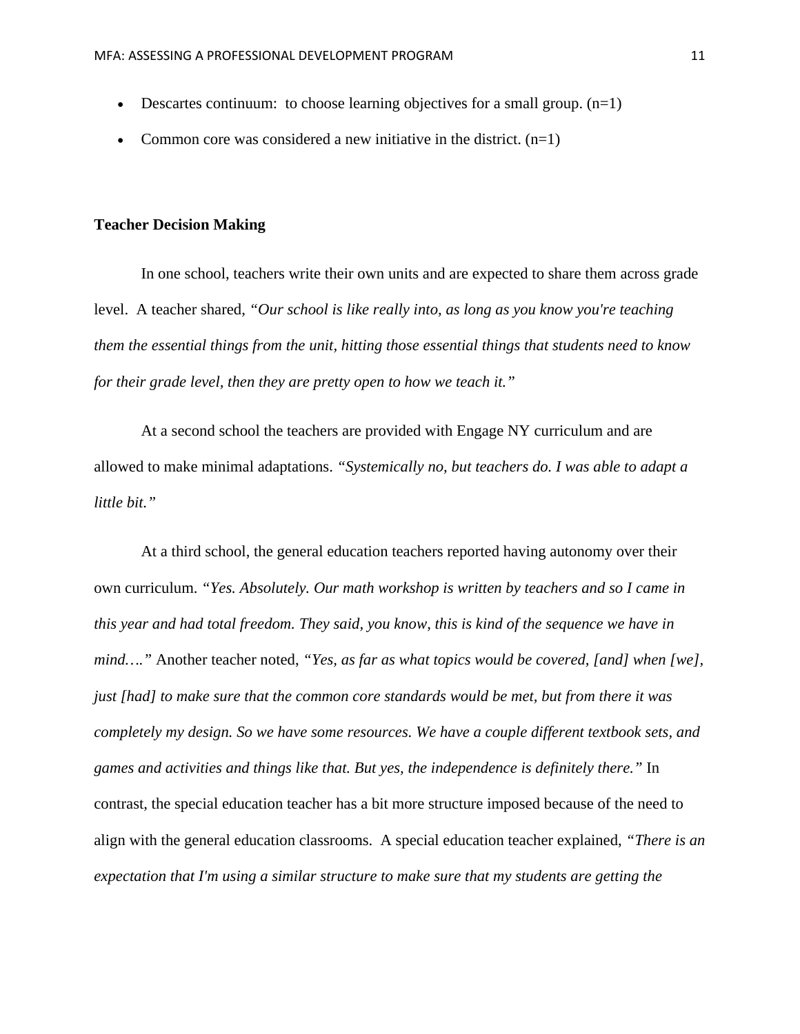- Descartes continuum: to choose learning objectives for a small group. (n=1)
- Common core was considered a new initiative in the district. (n=1)

**Teacher Decision Making**

In one school, teachers write their own units and are expected to share them across grade level. A teacher shared, *"Our school is like really into, as long as you know you're teaching them the essential things from the unit, hitting those essential things that students need to know for their grade level, then they are pretty open to how we teach it."*

At a second school the teachers are provided with Engage NY curriculum and are allowed to make minimal adaptations. *"Systemically no, but teachers do. I was able to adapt a little bit."*

At a third school, the general education teachers reported having autonomy over their own curriculum. *"Yes. Absolutely. Our math workshop is written by teachers and so I came in this year and had total freedom. They said, you know, this is kind of the sequence we have in mind…."* Another teacher noted, *"Yes, as far as what topics would be covered, [and] when [we], just [had] to make sure that the common core standards would be met, but from there it was completely my design. So we have some resources. We have a couple different textbook sets, and games and activities and things like that. But yes, the independence is definitely there."* In contrast, the special education teacher has a bit more structure imposed because of the need to align with the general education classrooms. A special education teacher explained, *"There is an expectation that I'm using a similar structure to make sure that my students are getting the*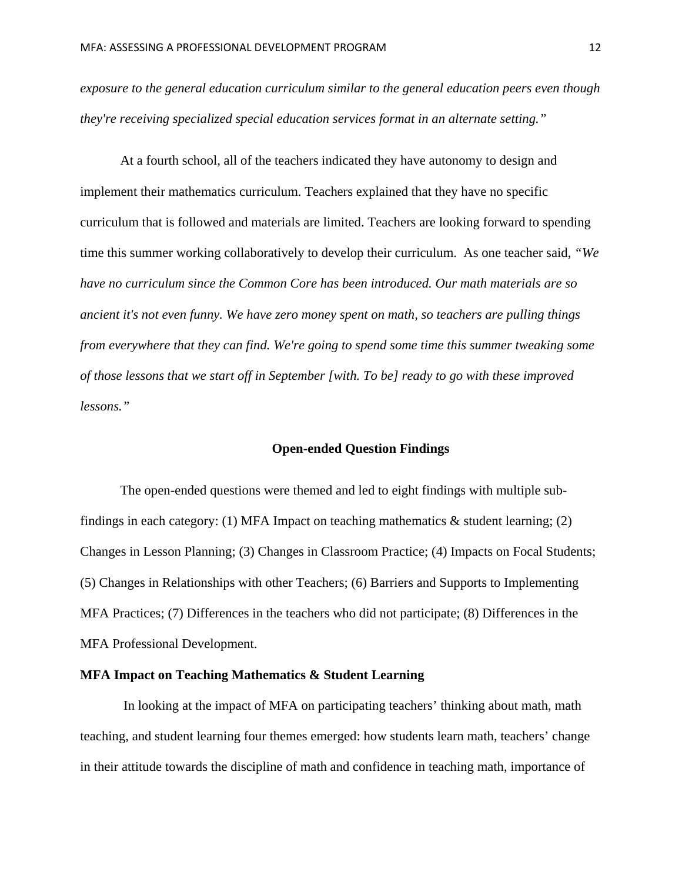*exposure to the general education curriculum similar to the general education peers even though they're receiving specialized special education services format in an alternate setting."*

At a fourth school, all of the teachers indicated they have autonomy to design and implement their mathematics curriculum. Teachers explained that they have no specific curriculum that is followed and materials are limited. Teachers are looking forward to spending time this summer working collaboratively to develop their curriculum. As one teacher said, *"We have no curriculum since the Common Core has been introduced. Our math materials are so ancient it's not even funny. We have zero money spent on math, so teachers are pulling things from everywhere that they can find. We're going to spend some time this summer tweaking some of those lessons that we start off in September [with. To be] ready to go with these improved lessons."*

## Open-ended Question Findings

The open-ended questions were themed and led to eight findings with multiple sub-findings in each category: (1) MFA Impact on teaching mathematics & student learning; (2) Changes in Lesson Planning; (3) Changes in Classroom Practice; (4) Impacts on Focal Students; (5) Changes in Relationships with other Teachers; (6) Barriers and Supports to Implementing MFA Practices; (7) Differences in the teachers who did not participate; (8) Differences in the MFA Professional Development.

### MFA Impact on Teaching Mathematics & Student Learning

In looking at the impact of MFA on participating teachers' thinking about math, math teaching, and student learning four themes emerged: how students learn math, teachers' change in their attitude towards the discipline of math and confidence in teaching math, importance of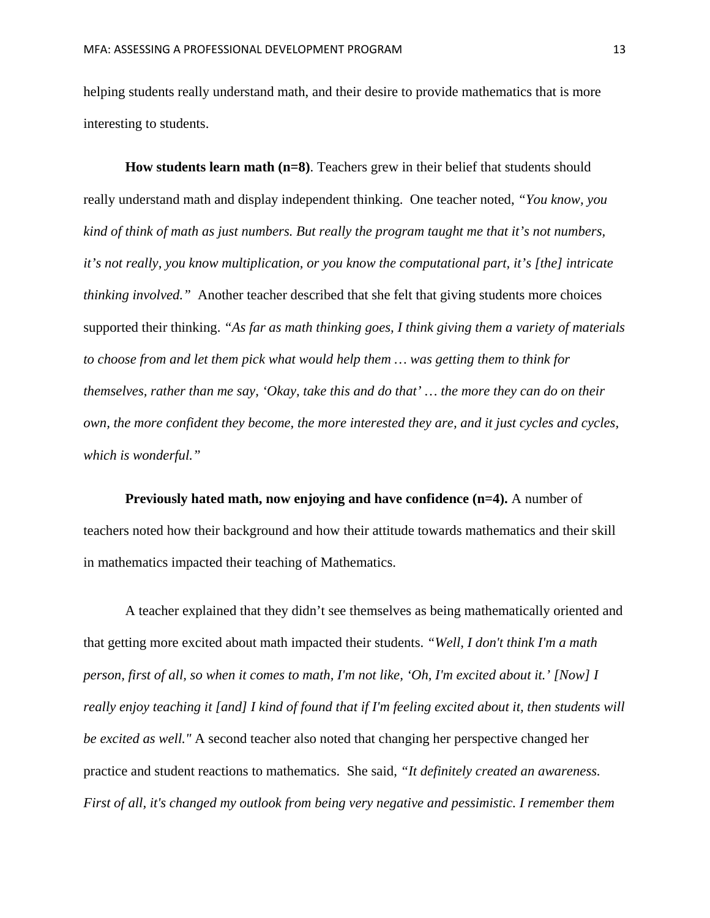helping students really understand math, and their desire to provide mathematics that is more interesting to students.

**How students learn math (n=8)**. Teachers grew in their belief that students should really understand math and display independent thinking. One teacher noted, *"You know, you kind of think of math as just numbers. But really the program taught me that it's not numbers, it's not really, you know multiplication, or you know the computational part, it's [the] intricate thinking involved."* Another teacher described that she felt that giving students more choices supported their thinking. *"As far as math thinking goes, I think giving them a variety of materials to choose from and let them pick what would help them … was getting them to think for themselves, rather than me say, 'Okay, take this and do that' … the more they can do on their own, the more confident they become, the more interested they are, and it just cycles and cycles, which is wonderful."*

**Previously hated math, now enjoying and have confidence (n=4).** A number of teachers noted how their background and how their attitude towards mathematics and their skill in mathematics impacted their teaching of Mathematics.

A teacher explained that they didn't see themselves as being mathematically oriented and that getting more excited about math impacted their students. *"Well, I don't think I'm a math person, first of all, so when it comes to math, I'm not like, 'Oh, I'm excited about it.' [Now] I really enjoy teaching it [and] I kind of found that if I'm feeling excited about it, then students will be excited as well."* A second teacher also noted that changing her perspective changed her practice and student reactions to mathematics. She said, *"It definitely created an awareness. First of all, it's changed my outlook from being very negative and pessimistic. I remember them*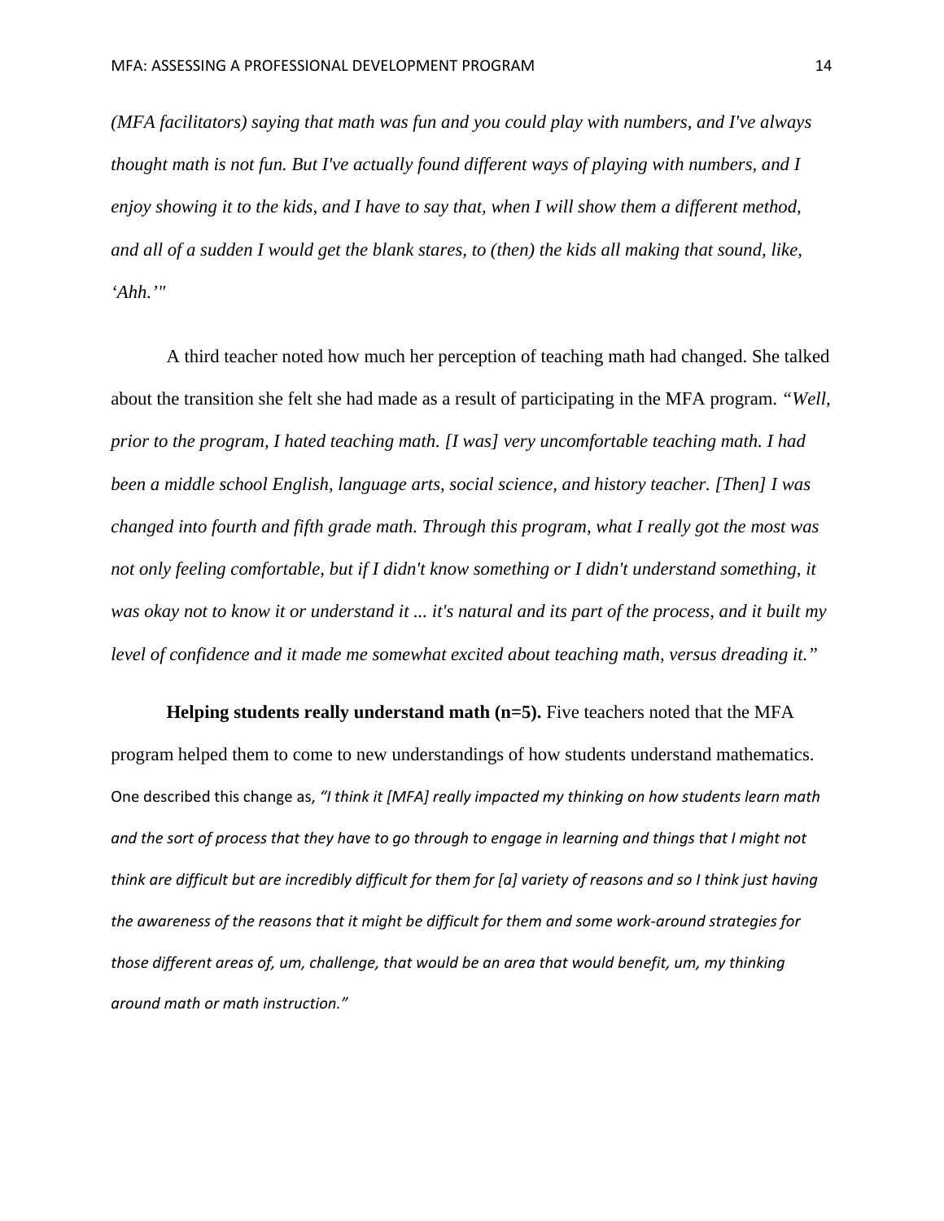*(MFA facilitators) saying that math was fun and you could play with numbers, and I've always thought math is not fun. But I've actually found different ways of playing with numbers, and I enjoy showing it to the kids, and I have to say that, when I will show them a different method, and all of a sudden I would get the blank stares, to (then) the kids all making that sound, like, 'Ahh.'"*

A third teacher noted how much her perception of teaching math had changed. She talked about the transition she felt she had made as a result of participating in the MFA program. *"Well, prior to the program, I hated teaching math. [I was] very uncomfortable teaching math. I had been a middle school English, language arts, social science, and history teacher. [Then] I was changed into fourth and fifth grade math. Through this program, what I really got the most was not only feeling comfortable, but if I didn't know something or I didn't understand something, it was okay not to know it or understand it ... it's natural and its part of the process, and it built my level of confidence and it made me somewhat excited about teaching math, versus dreading it."*

**Helping students really understand math (n=5).** Five teachers noted that the MFA program helped them to come to new understandings of how students understand mathematics. One described this change as, *"I think it [MFA] really impacted my thinking on how students learn math and the sort of process that they have to go through to engage in learning and things that I might not think are difficult but are incredibly difficult for them for [a] variety of reasons and so I think just having the awareness of the reasons that it might be difficult for them and some work-around strategies for those different areas of, um, challenge, that would be an area that would benefit, um, my thinking around math or math instruction."*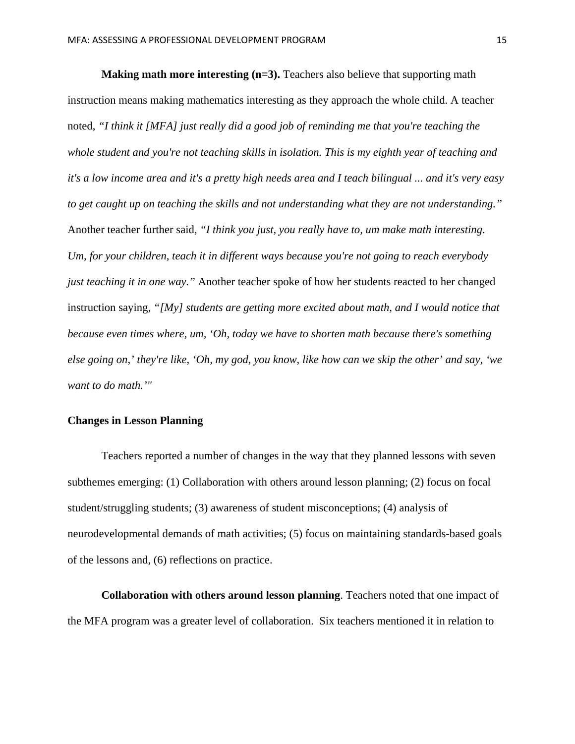**Making math more interesting (n=3).** Teachers also believe that supporting math instruction means making mathematics interesting as they approach the whole child. A teacher noted, *"I think it [MFA] just really did a good job of reminding me that you're teaching the whole student and you're not teaching skills in isolation. This is my eighth year of teaching and it's a low income area and it's a pretty high needs area and I teach bilingual ... and it's very easy to get caught up on teaching the skills and not understanding what they are not understanding."* Another teacher further said, *"I think you just, you really have to, um make math interesting. Um, for your children, teach it in different ways because you're not going to reach everybody just teaching it in one way."* Another teacher spoke of how her students reacted to her changed instruction saying, *"[My] students are getting more excited about math, and I would notice that because even times where, um, 'Oh, today we have to shorten math because there's something else going on,' they're like, 'Oh, my god, you know, like how can we skip the other' and say, 'we want to do math.'"*

### Changes in Lesson Planning

Teachers reported a number of changes in the way that they planned lessons with seven subthemes emerging: (1) Collaboration with others around lesson planning; (2) focus on focal student/struggling students; (3) awareness of student misconceptions; (4) analysis of neurodevelopmental demands of math activities; (5) focus on maintaining standards-based goals of the lessons and, (6) reflections on practice.

**Collaboration with others around lesson planning**. Teachers noted that one impact of the MFA program was a greater level of collaboration. Six teachers mentioned it in relation to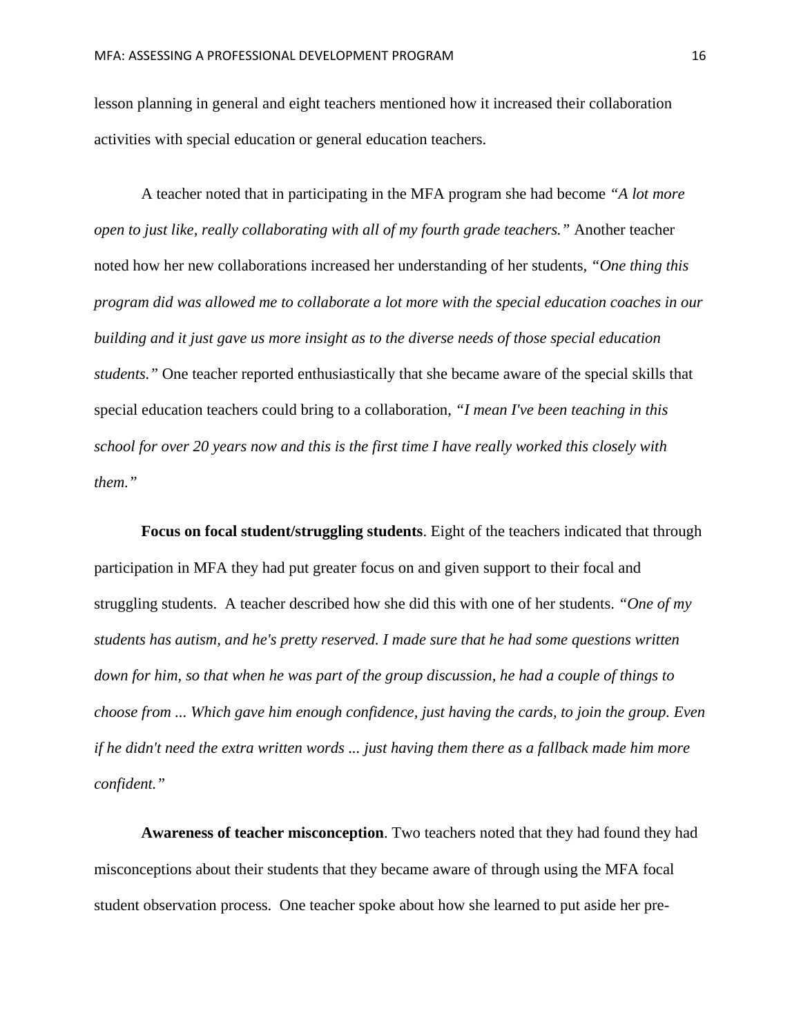lesson planning in general and eight teachers mentioned how it increased their collaboration activities with special education or general education teachers.

A teacher noted that in participating in the MFA program she had become *"A lot more open to just like, really collaborating with all of my fourth grade teachers."* Another teacher noted how her new collaborations increased her understanding of her students, *"One thing this program did was allowed me to collaborate a lot more with the special education coaches in our building and it just gave us more insight as to the diverse needs of those special education students."* One teacher reported enthusiastically that she became aware of the special skills that special education teachers could bring to a collaboration, *"I mean I've been teaching in this school for over 20 years now and this is the first time I have really worked this closely with them."*

**Focus on focal student/struggling students**. Eight of the teachers indicated that through participation in MFA they had put greater focus on and given support to their focal and struggling students. A teacher described how she did this with one of her students. *"One of my students has autism, and he's pretty reserved. I made sure that he had some questions written down for him, so that when he was part of the group discussion, he had a couple of things to choose from ... Which gave him enough confidence, just having the cards, to join the group. Even if he didn't need the extra written words ... just having them there as a fallback made him more confident."*

**Awareness of teacher misconception**. Two teachers noted that they had found they had misconceptions about their students that they became aware of through using the MFA focal student observation process. One teacher spoke about how she learned to put aside her pre-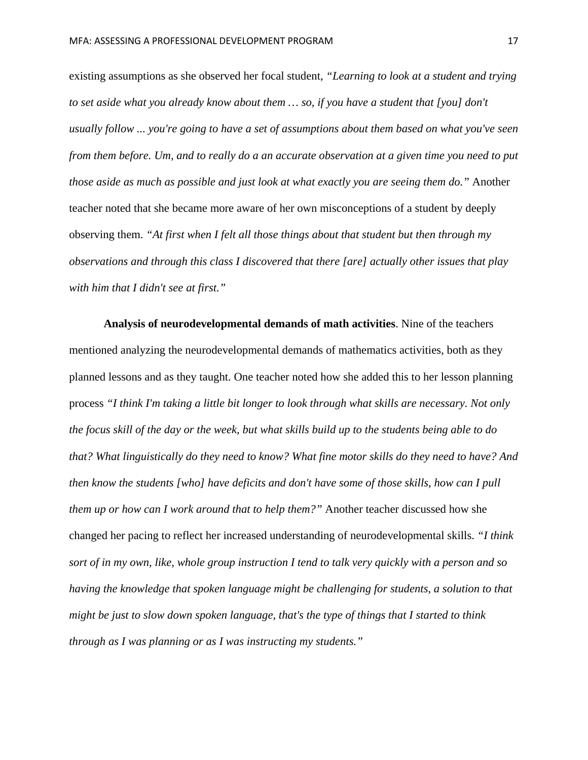existing assumptions as she observed her focal student, *"Learning to look at a student and trying to set aside what you already know about them … so, if you have a student that [you] don't usually follow ... you're going to have a set of assumptions about them based on what you've seen from them before. Um, and to really do a an accurate observation at a given time you need to put those aside as much as possible and just look at what exactly you are seeing them do."* Another teacher noted that she became more aware of her own misconceptions of a student by deeply observing them. *"At first when I felt all those things about that student but then through my observations and through this class I discovered that there [are] actually other issues that play with him that I didn't see at first."*

**Analysis of neurodevelopmental demands of math activities**. Nine of the teachers mentioned analyzing the neurodevelopmental demands of mathematics activities, both as they planned lessons and as they taught. One teacher noted how she added this to her lesson planning process *"I think I'm taking a little bit longer to look through what skills are necessary. Not only the focus skill of the day or the week, but what skills build up to the students being able to do that? What linguistically do they need to know? What fine motor skills do they need to have? And then know the students [who] have deficits and don't have some of those skills, how can I pull them up or how can I work around that to help them?"* Another teacher discussed how she changed her pacing to reflect her increased understanding of neurodevelopmental skills. *"I think sort of in my own, like, whole group instruction I tend to talk very quickly with a person and so having the knowledge that spoken language might be challenging for students, a solution to that might be just to slow down spoken language, that's the type of things that I started to think through as I was planning or as I was instructing my students."*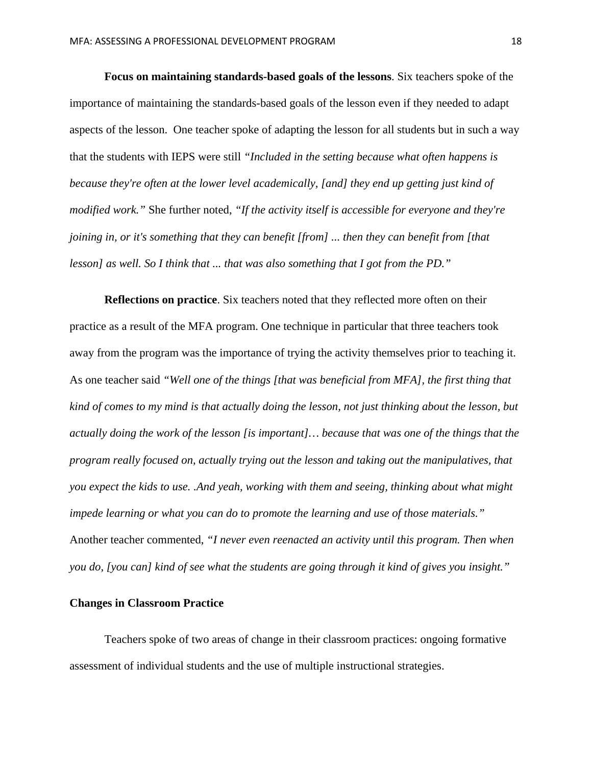**Focus on maintaining standards-based goals of the lessons**. Six teachers spoke of the importance of maintaining the standards-based goals of the lesson even if they needed to adapt aspects of the lesson. One teacher spoke of adapting the lesson for all students but in such a way that the students with IEPS were still *"Included in the setting because what often happens is because they're often at the lower level academically, [and] they end up getting just kind of modified work."* She further noted, *"If the activity itself is accessible for everyone and they're joining in, or it's something that they can benefit [from] ... then they can benefit from [that lesson] as well. So I think that ... that was also something that I got from the PD."*

**Reflections on practice**. Six teachers noted that they reflected more often on their practice as a result of the MFA program. One technique in particular that three teachers took away from the program was the importance of trying the activity themselves prior to teaching it. As one teacher said *"Well one of the things [that was beneficial from MFA], the first thing that kind of comes to my mind is that actually doing the lesson, not just thinking about the lesson, but actually doing the work of the lesson [is important]… because that was one of the things that the program really focused on, actually trying out the lesson and taking out the manipulatives, that you expect the kids to use. .And yeah, working with them and seeing, thinking about what might impede learning or what you can do to promote the learning and use of those materials."* Another teacher commented, *"I never even reenacted an activity until this program. Then when you do, [you can] kind of see what the students are going through it kind of gives you insight."*

## Changes in Classroom Practice

Teachers spoke of two areas of change in their classroom practices: ongoing formative assessment of individual students and the use of multiple instructional strategies.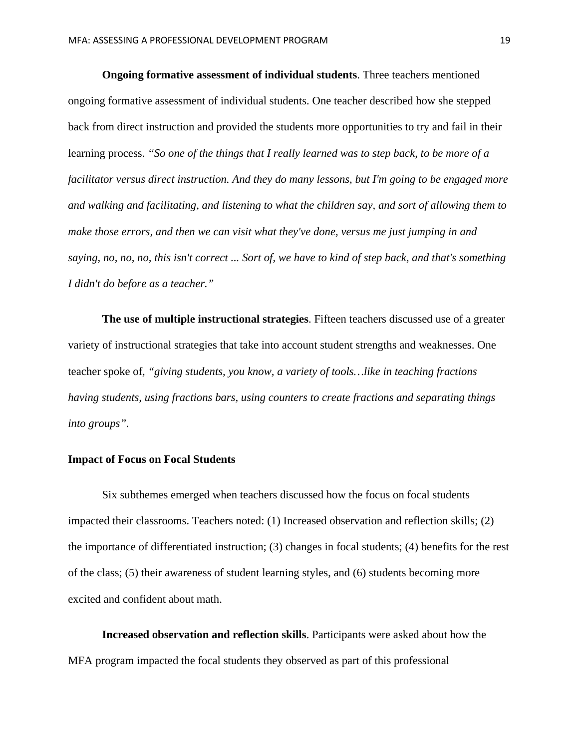**Ongoing formative assessment of individual students**. Three teachers mentioned ongoing formative assessment of individual students. One teacher described how she stepped back from direct instruction and provided the students more opportunities to try and fail in their learning process. *"So one of the things that I really learned was to step back, to be more of a facilitator versus direct instruction. And they do many lessons, but I'm going to be engaged more and walking and facilitating, and listening to what the children say, and sort of allowing them to make those errors, and then we can visit what they've done, versus me just jumping in and saying, no, no, no, this isn't correct ... Sort of, we have to kind of step back, and that's something I didn't do before as a teacher."*

**The use of multiple instructional strategies**. Fifteen teachers discussed use of a greater variety of instructional strategies that take into account student strengths and weaknesses. One teacher spoke of, *"giving students, you know, a variety of tools…like in teaching fractions having students, using fractions bars, using counters to create fractions and separating things into groups"*.

**Impact of Focus on Focal Students**

Six subthemes emerged when teachers discussed how the focus on focal students impacted their classrooms. Teachers noted: (1) Increased observation and reflection skills; (2) the importance of differentiated instruction; (3) changes in focal students; (4) benefits for the rest of the class; (5) their awareness of student learning styles, and (6) students becoming more excited and confident about math.

**Increased observation and reflection skills**. Participants were asked about how the MFA program impacted the focal students they observed as part of this professional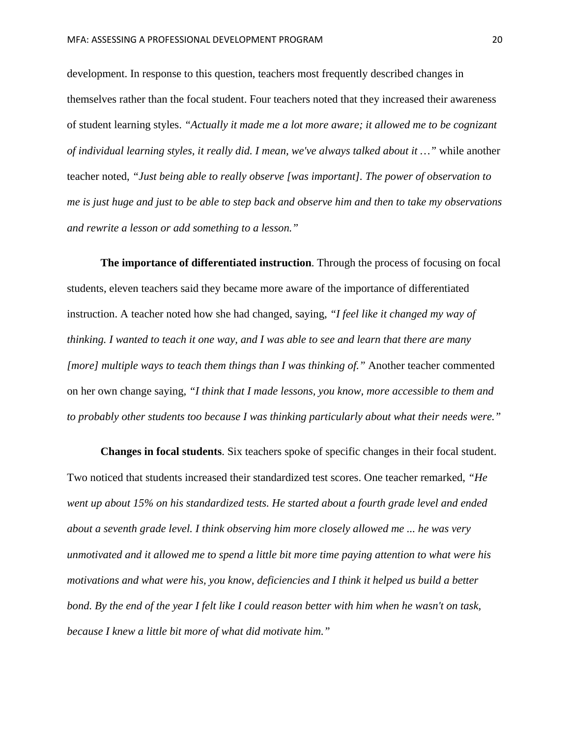development. In response to this question, teachers most frequently described changes in themselves rather than the focal student. Four teachers noted that they increased their awareness of student learning styles. *"Actually it made me a lot more aware; it allowed me to be cognizant of individual learning styles, it really did. I mean, we've always talked about it …"* while another teacher noted, *"Just being able to really observe [was important]. The power of observation to me is just huge and just to be able to step back and observe him and then to take my observations and rewrite a lesson or add something to a lesson."*

**The importance of differentiated instruction**. Through the process of focusing on focal students, eleven teachers said they became more aware of the importance of differentiated instruction. A teacher noted how she had changed, saying, *"I feel like it changed my way of thinking. I wanted to teach it one way, and I was able to see and learn that there are many [more] multiple ways to teach them things than I was thinking of."* Another teacher commented on her own change saying, *"I think that I made lessons, you know, more accessible to them and to probably other students too because I was thinking particularly about what their needs were."*

**Changes in focal students**. Six teachers spoke of specific changes in their focal student. Two noticed that students increased their standardized test scores. One teacher remarked, *"He went up about 15% on his standardized tests. He started about a fourth grade level and ended about a seventh grade level. I think observing him more closely allowed me ... he was very unmotivated and it allowed me to spend a little bit more time paying attention to what were his motivations and what were his, you know, deficiencies and I think it helped us build a better bond. By the end of the year I felt like I could reason better with him when he wasn't on task, because I knew a little bit more of what did motivate him."*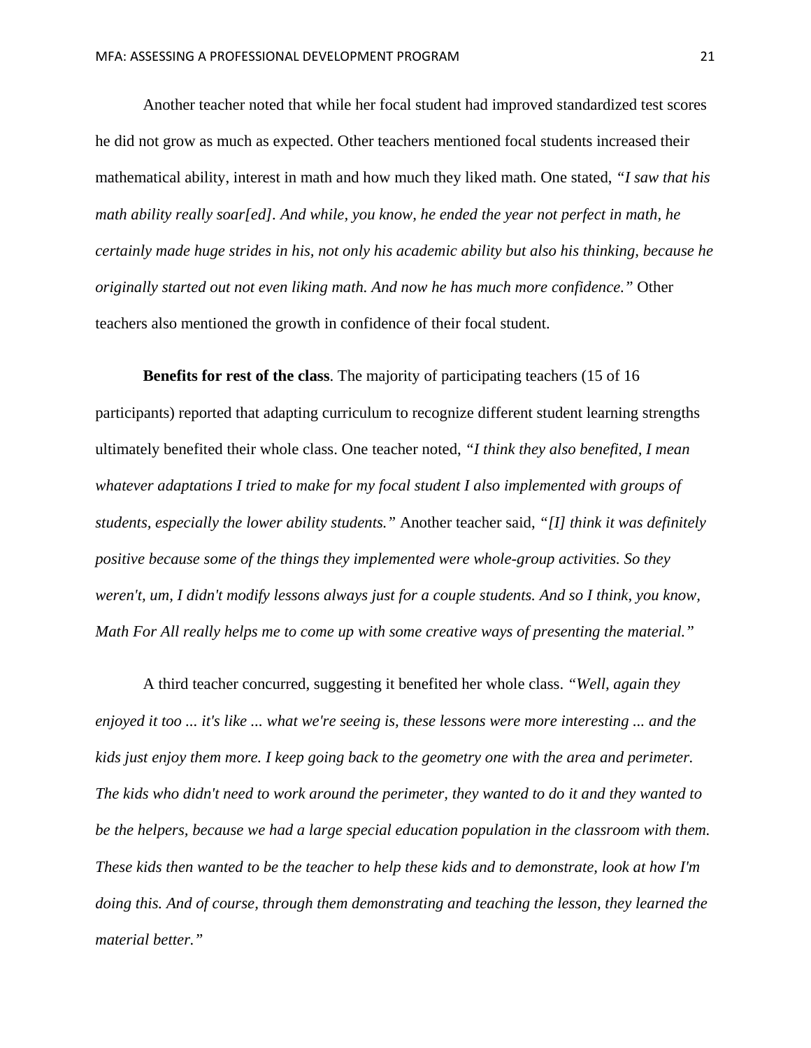Another teacher noted that while her focal student had improved standardized test scores he did not grow as much as expected. Other teachers mentioned focal students increased their mathematical ability, interest in math and how much they liked math. One stated, *"I saw that his math ability really soar[ed]. And while, you know, he ended the year not perfect in math, he certainly made huge strides in his, not only his academic ability but also his thinking, because he originally started out not even liking math. And now he has much more confidence."* Other teachers also mentioned the growth in confidence of their focal student.

**Benefits for rest of the class**. The majority of participating teachers (15 of 16 participants) reported that adapting curriculum to recognize different student learning strengths ultimately benefited their whole class. One teacher noted, *"I think they also benefited, I mean whatever adaptations I tried to make for my focal student I also implemented with groups of students, especially the lower ability students."* Another teacher said, *"[I] think it was definitely positive because some of the things they implemented were whole-group activities. So they weren't, um, I didn't modify lessons always just for a couple students. And so I think, you know, Math For All really helps me to come up with some creative ways of presenting the material."*

A third teacher concurred, suggesting it benefited her whole class. *"Well, again they enjoyed it too ... it's like ... what we're seeing is, these lessons were more interesting ... and the kids just enjoy them more. I keep going back to the geometry one with the area and perimeter. The kids who didn't need to work around the perimeter, they wanted to do it and they wanted to be the helpers, because we had a large special education population in the classroom with them. These kids then wanted to be the teacher to help these kids and to demonstrate, look at how I'm doing this. And of course, through them demonstrating and teaching the lesson, they learned the material better."*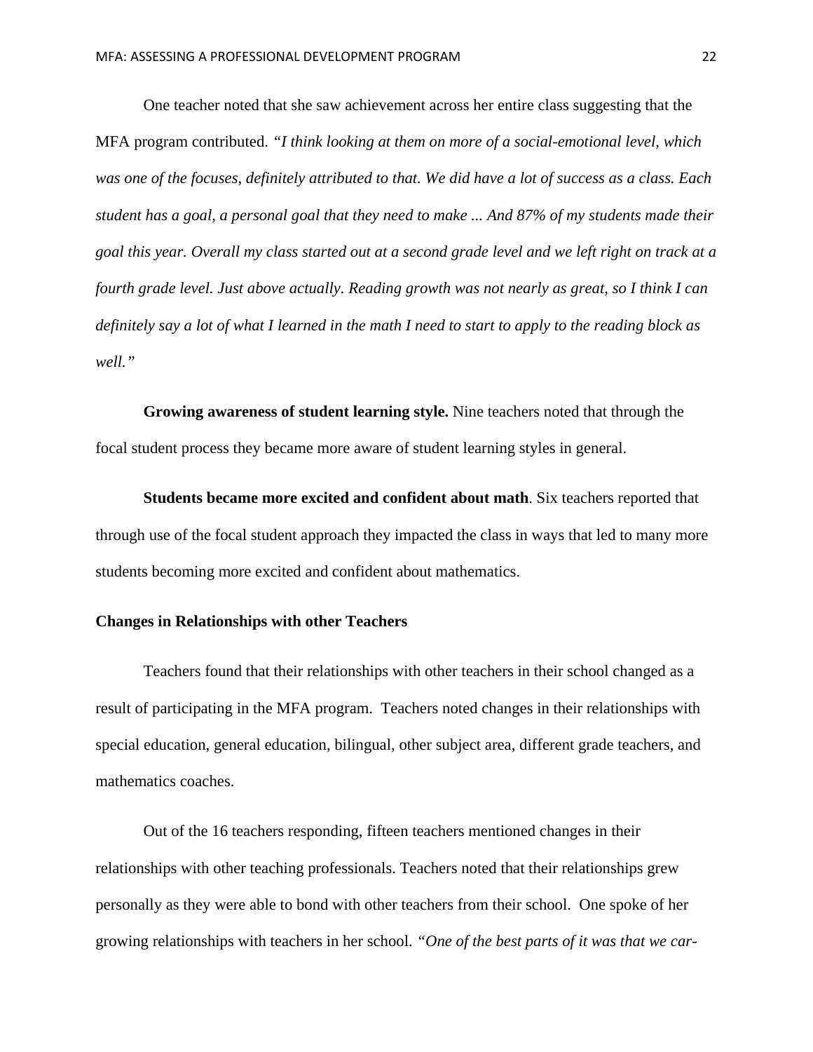One teacher noted that she saw achievement across her entire class suggesting that the MFA program contributed. *"I think looking at them on more of a social-emotional level, which was one of the focuses, definitely attributed to that. We did have a lot of success as a class. Each student has a goal, a personal goal that they need to make ... And 87% of my students made their goal this year. Overall my class started out at a second grade level and we left right on track at a fourth grade level. Just above actually. Reading growth was not nearly as great, so I think I can definitely say a lot of what I learned in the math I need to start to apply to the reading block as well."*

**Growing awareness of student learning style.** Nine teachers noted that through the focal student process they became more aware of student learning styles in general.

**Students became more excited and confident about math**. Six teachers reported that through use of the focal student approach they impacted the class in ways that led to many more students becoming more excited and confident about mathematics.

**Changes in Relationships with other Teachers**

Teachers found that their relationships with other teachers in their school changed as a result of participating in the MFA program. Teachers noted changes in their relationships with special education, general education, bilingual, other subject area, different grade teachers, and mathematics coaches.

Out of the 16 teachers responding, fifteen teachers mentioned changes in their relationships with other teaching professionals. Teachers noted that their relationships grew personally as they were able to bond with other teachers from their school. One spoke of her growing relationships with teachers in her school. *"One of the best parts of it was that we car-*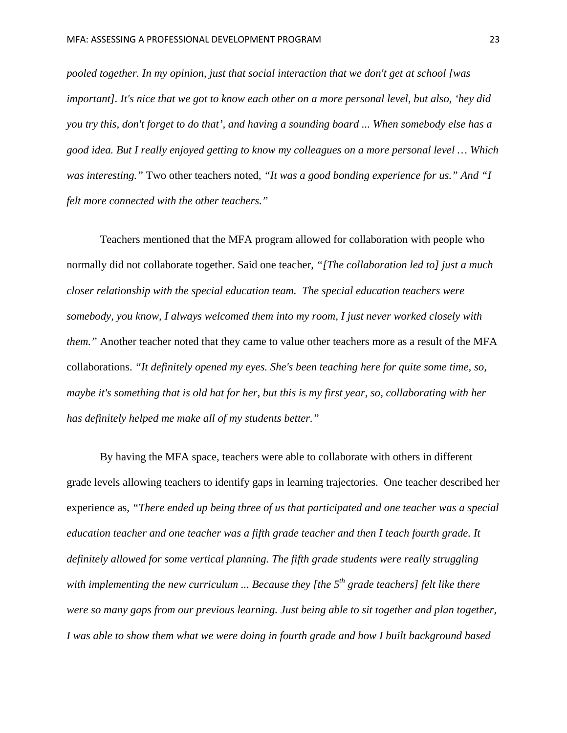*pooled together. In my opinion, just that social interaction that we don't get at school [was important]. It's nice that we got to know each other on a more personal level, but also, 'hey did you try this, don't forget to do that', and having a sounding board ... When somebody else has a good idea. But I really enjoyed getting to know my colleagues on a more personal level … Which was interesting."* Two other teachers noted, *"It was a good bonding experience for us." And "I felt more connected with the other teachers."*

Teachers mentioned that the MFA program allowed for collaboration with people who normally did not collaborate together. Said one teacher, *"[The collaboration led to] just a much closer relationship with the special education team. The special education teachers were somebody, you know, I always welcomed them into my room, I just never worked closely with them."* Another teacher noted that they came to value other teachers more as a result of the MFA collaborations. *"It definitely opened my eyes. She's been teaching here for quite some time, so, maybe it's something that is old hat for her, but this is my first year, so, collaborating with her has definitely helped me make all of my students better."*

By having the MFA space, teachers were able to collaborate with others in different grade levels allowing teachers to identify gaps in learning trajectories. One teacher described her experience as, *"There ended up being three of us that participated and one teacher was a special education teacher and one teacher was a fifth grade teacher and then I teach fourth grade. It definitely allowed for some vertical planning. The fifth grade students were really struggling with implementing the new curriculum ... Because they [the 5th grade teachers] felt like there were so many gaps from our previous learning. Just being able to sit together and plan together, I was able to show them what we were doing in fourth grade and how I built background based*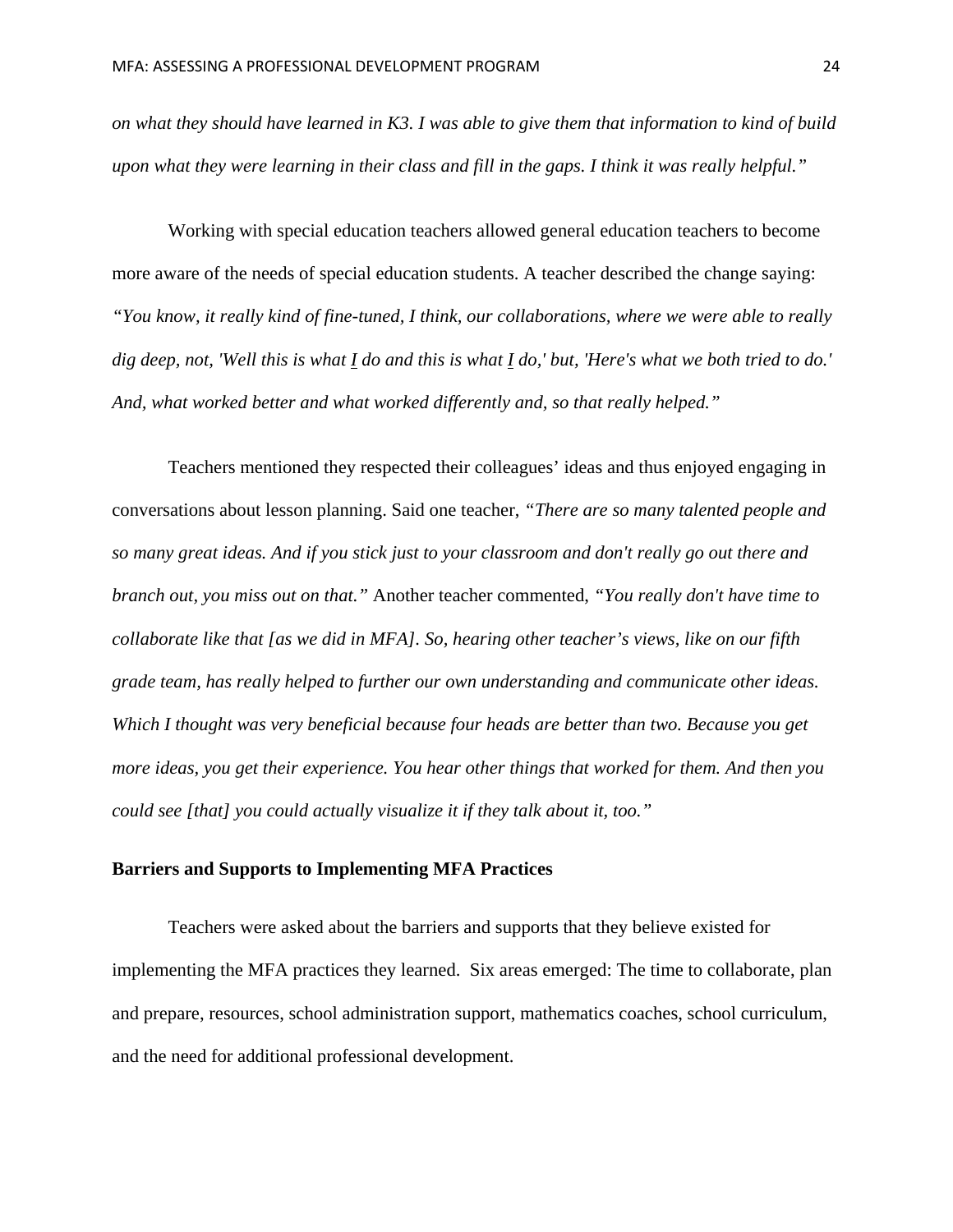*on what they should have learned in K3. I was able to give them that information to kind of build upon what they were learning in their class and fill in the gaps. I think it was really helpful."*

Working with special education teachers allowed general education teachers to become more aware of the needs of special education students. A teacher described the change saying: *"You know, it really kind of fine-tuned, I think, our collaborations, where we were able to really dig deep, not, 'Well this is what I do and this is what I do,' but, 'Here's what we both tried to do.' And, what worked better and what worked differently and, so that really helped."*

Teachers mentioned they respected their colleagues' ideas and thus enjoyed engaging in conversations about lesson planning. Said one teacher, *"There are so many talented people and so many great ideas. And if you stick just to your classroom and don't really go out there and branch out, you miss out on that."* Another teacher commented, *"You really don't have time to collaborate like that [as we did in MFA]. So, hearing other teacher's views, like on our fifth grade team, has really helped to further our own understanding and communicate other ideas. Which I thought was very beneficial because four heads are better than two. Because you get more ideas, you get their experience. You hear other things that worked for them. And then you could see [that] you could actually visualize it if they talk about it, too."*

**Barriers and Supports to Implementing MFA Practices**

Teachers were asked about the barriers and supports that they believe existed for implementing the MFA practices they learned. Six areas emerged: The time to collaborate, plan and prepare, resources, school administration support, mathematics coaches, school curriculum, and the need for additional professional development.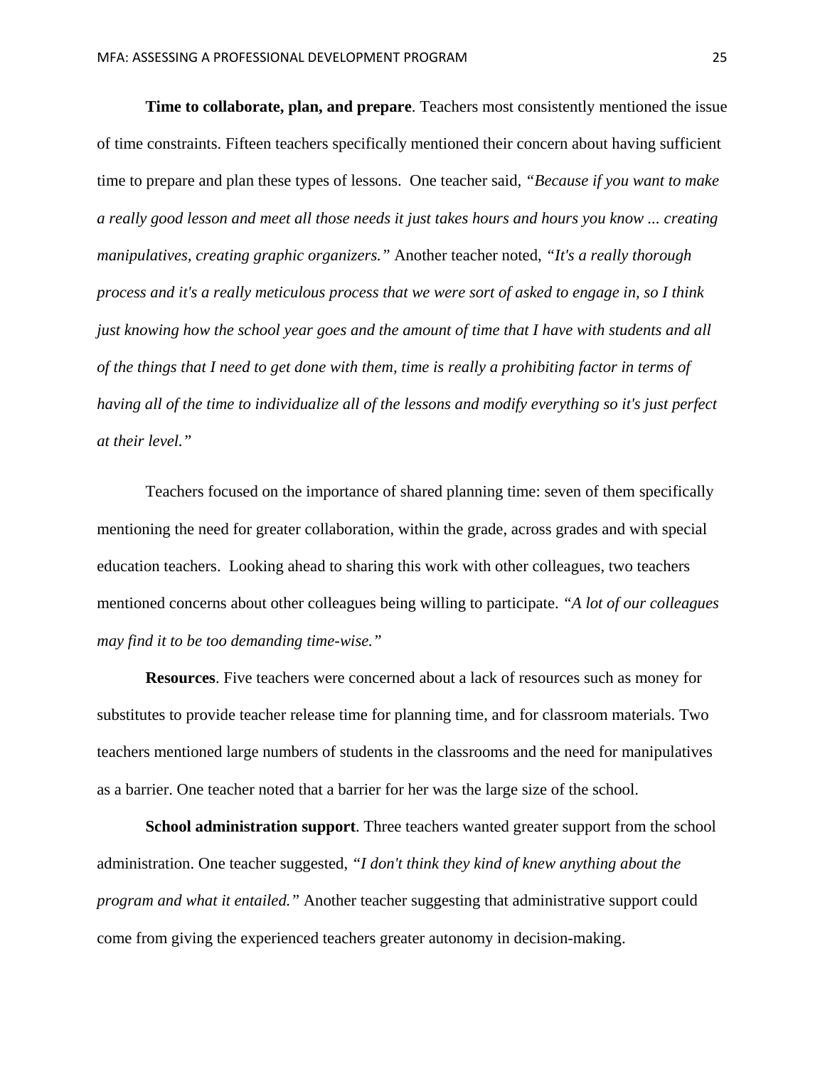**Time to collaborate, plan, and prepare**. Teachers most consistently mentioned the issue of time constraints. Fifteen teachers specifically mentioned their concern about having sufficient time to prepare and plan these types of lessons. One teacher said, *"Because if you want to make a really good lesson and meet all those needs it just takes hours and hours you know ... creating manipulatives, creating graphic organizers."* Another teacher noted, *"It's a really thorough process and it's a really meticulous process that we were sort of asked to engage in, so I think just knowing how the school year goes and the amount of time that I have with students and all of the things that I need to get done with them, time is really a prohibiting factor in terms of having all of the time to individualize all of the lessons and modify everything so it's just perfect at their level."*

Teachers focused on the importance of shared planning time: seven of them specifically mentioning the need for greater collaboration, within the grade, across grades and with special education teachers. Looking ahead to sharing this work with other colleagues, two teachers mentioned concerns about other colleagues being willing to participate. *"A lot of our colleagues may find it to be too demanding time-wise."*

**Resources**. Five teachers were concerned about a lack of resources such as money for substitutes to provide teacher release time for planning time, and for classroom materials. Two teachers mentioned large numbers of students in the classrooms and the need for manipulatives as a barrier. One teacher noted that a barrier for her was the large size of the school.

**School administration support**. Three teachers wanted greater support from the school administration. One teacher suggested, *"I don't think they kind of knew anything about the program and what it entailed."* Another teacher suggesting that administrative support could come from giving the experienced teachers greater autonomy in decision-making.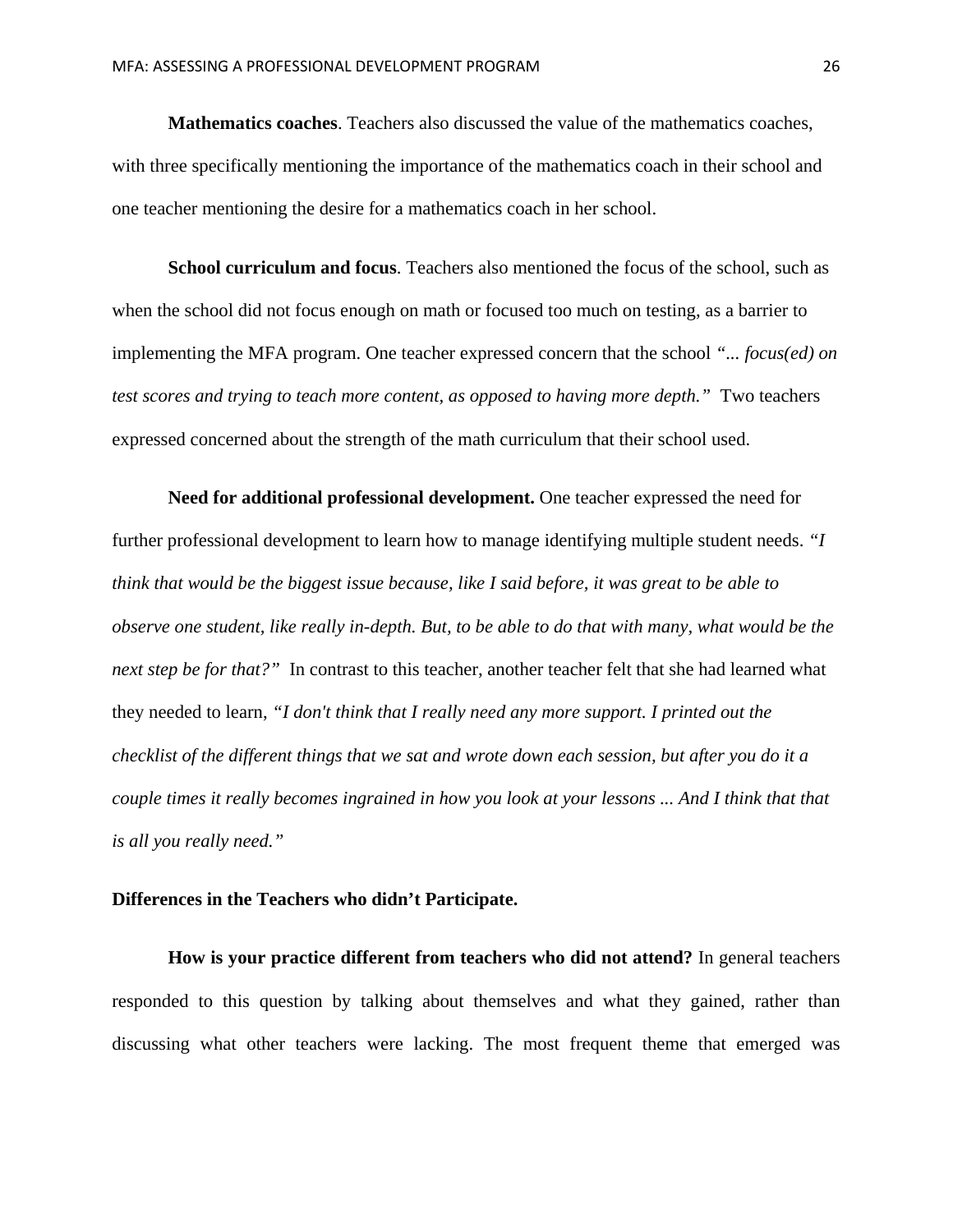**Mathematics coaches**. Teachers also discussed the value of the mathematics coaches, with three specifically mentioning the importance of the mathematics coach in their school and one teacher mentioning the desire for a mathematics coach in her school.

**School curriculum and focus**. Teachers also mentioned the focus of the school, such as when the school did not focus enough on math or focused too much on testing, as a barrier to implementing the MFA program. One teacher expressed concern that the school *"... focus(ed) on test scores and trying to teach more content, as opposed to having more depth."* Two teachers expressed concerned about the strength of the math curriculum that their school used.

**Need for additional professional development.** One teacher expressed the need for further professional development to learn how to manage identifying multiple student needs. *"I think that would be the biggest issue because, like I said before, it was great to be able to observe one student, like really in-depth. But, to be able to do that with many, what would be the next step be for that?"* In contrast to this teacher, another teacher felt that she had learned what they needed to learn, *"I don't think that I really need any more support. I printed out the checklist of the different things that we sat and wrote down each session, but after you do it a couple times it really becomes ingrained in how you look at your lessons ... And I think that that is all you really need."*

**Differences in the Teachers who didn't Participate.**

**How is your practice different from teachers who did not attend?** In general teachers responded to this question by talking about themselves and what they gained, rather than discussing what other teachers were lacking. The most frequent theme that emerged was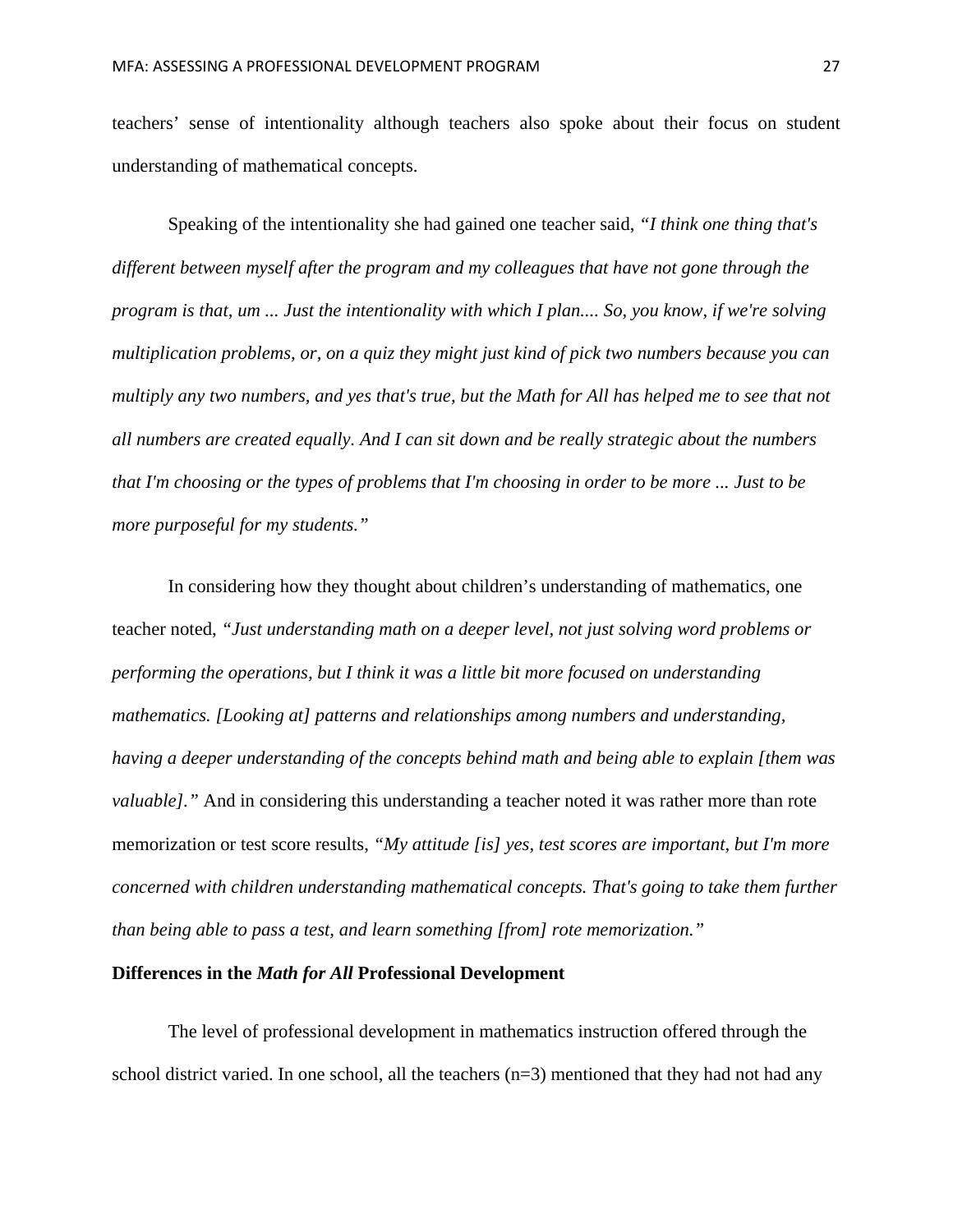teachers' sense of intentionality although teachers also spoke about their focus on student understanding of mathematical concepts.

Speaking of the intentionality she had gained one teacher said, *"I think one thing that's different between myself after the program and my colleagues that have not gone through the program is that, um ... Just the intentionality with which I plan.... So, you know, if we're solving multiplication problems, or, on a quiz they might just kind of pick two numbers because you can multiply any two numbers, and yes that's true, but the Math for All has helped me to see that not all numbers are created equally. And I can sit down and be really strategic about the numbers that I'm choosing or the types of problems that I'm choosing in order to be more ... Just to be more purposeful for my students."*

In considering how they thought about children's understanding of mathematics, one teacher noted, *"Just understanding math on a deeper level, not just solving word problems or performing the operations, but I think it was a little bit more focused on understanding mathematics. [Looking at] patterns and relationships among numbers and understanding, having a deeper understanding of the concepts behind math and being able to explain [them was valuable]."* And in considering this understanding a teacher noted it was rather more than rote memorization or test score results, *"My attitude [is] yes, test scores are important, but I'm more concerned with children understanding mathematical concepts. That's going to take them further than being able to pass a test, and learn something [from] rote memorization."*

### Differences in the *Math for All* Professional Development

The level of professional development in mathematics instruction offered through the school district varied. In one school, all the teachers (n=3) mentioned that they had not had any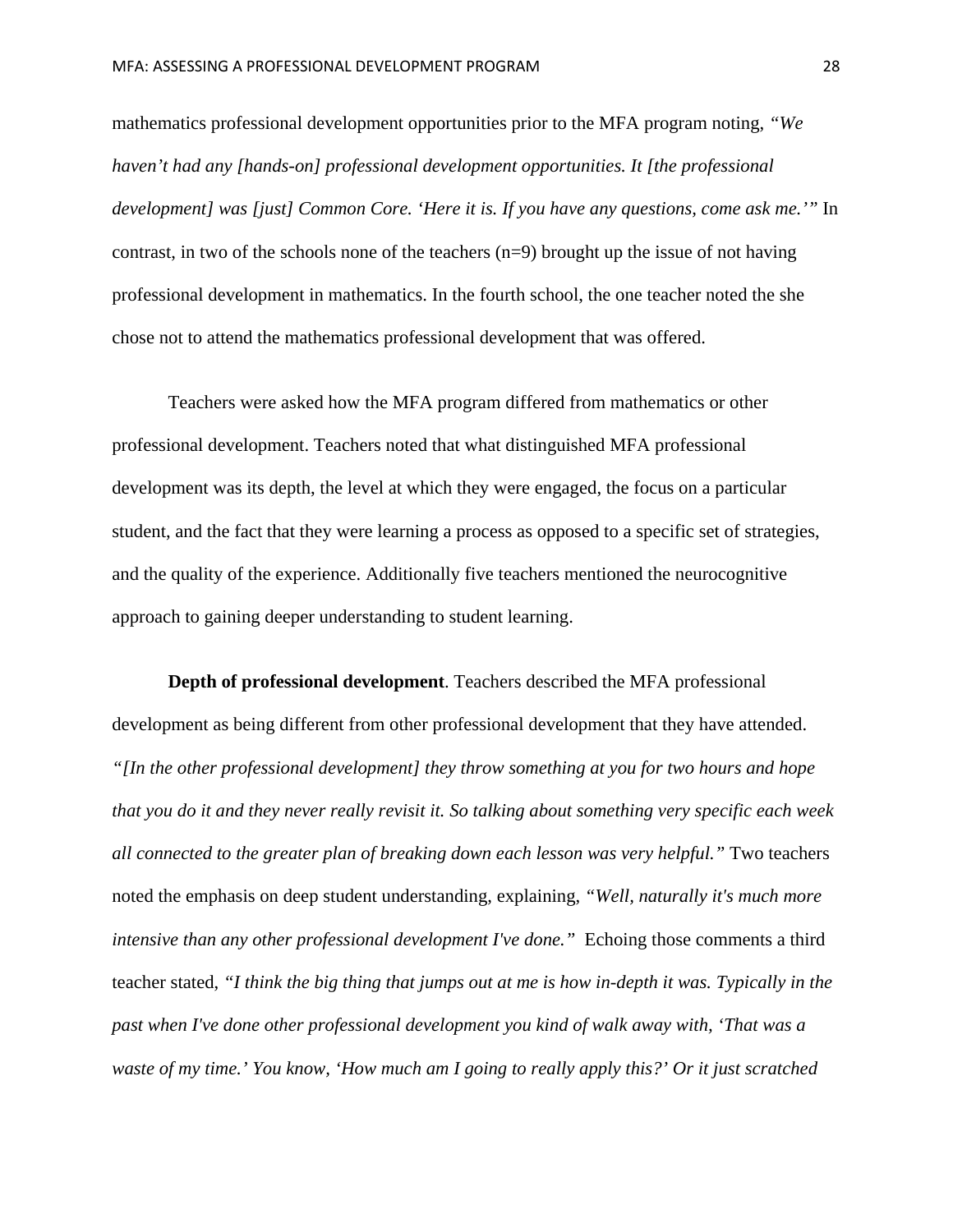mathematics professional development opportunities prior to the MFA program noting, *"We haven't had any [hands-on] professional development opportunities. It [the professional development] was [just] Common Core. 'Here it is. If you have any questions, come ask me.'"* In contrast, in two of the schools none of the teachers (n=9) brought up the issue of not having professional development in mathematics. In the fourth school, the one teacher noted the she chose not to attend the mathematics professional development that was offered.

Teachers were asked how the MFA program differed from mathematics or other professional development. Teachers noted that what distinguished MFA professional development was its depth, the level at which they were engaged, the focus on a particular student, and the fact that they were learning a process as opposed to a specific set of strategies, and the quality of the experience. Additionally five teachers mentioned the neurocognitive approach to gaining deeper understanding to student learning.

**Depth of professional development**. Teachers described the MFA professional development as being different from other professional development that they have attended. *"[In the other professional development] they throw something at you for two hours and hope that you do it and they never really revisit it. So talking about something very specific each week all connected to the greater plan of breaking down each lesson was very helpful."* Two teachers noted the emphasis on deep student understanding, explaining, *"Well, naturally it's much more intensive than any other professional development I've done."* Echoing those comments a third teacher stated, *"I think the big thing that jumps out at me is how in-depth it was. Typically in the past when I've done other professional development you kind of walk away with, 'That was a waste of my time.' You know, 'How much am I going to really apply this?' Or it just scratched*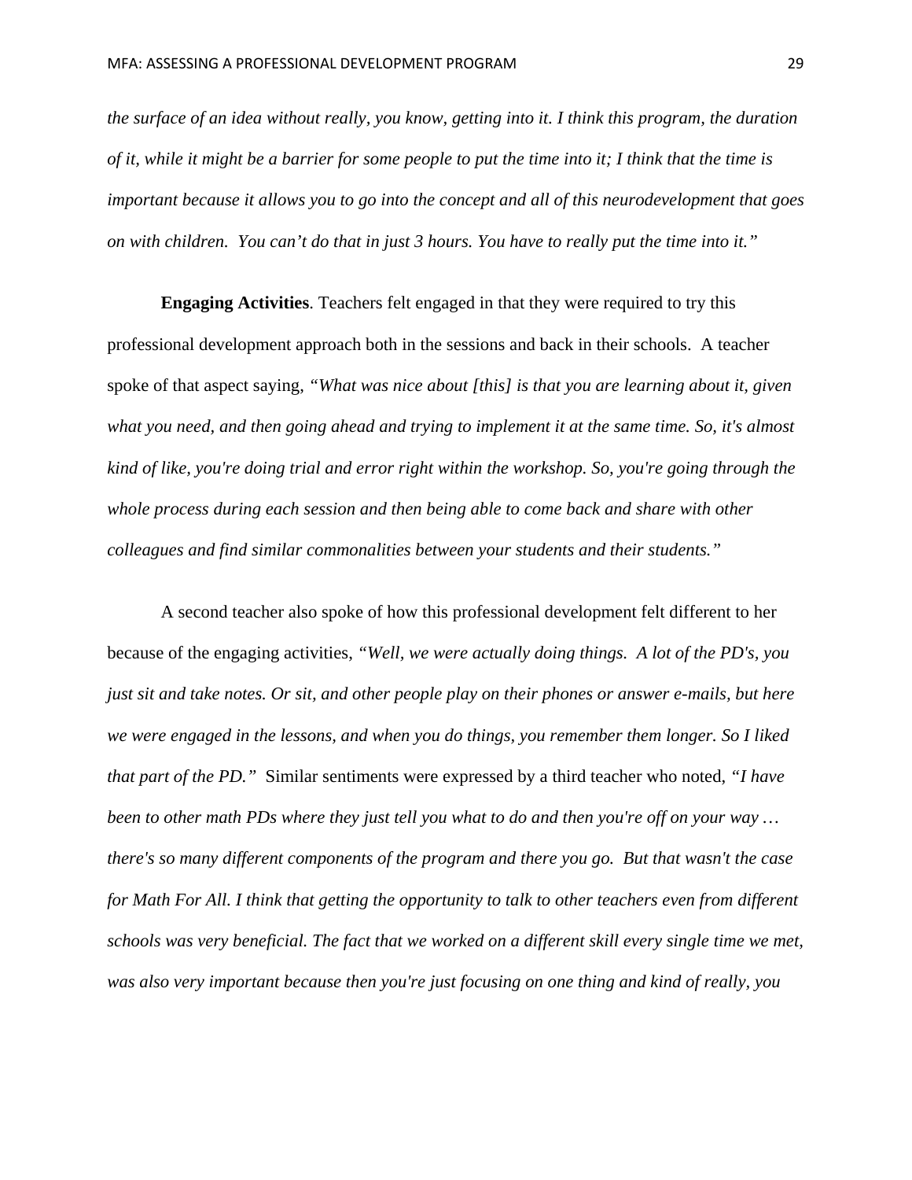*the surface of an idea without really, you know, getting into it. I think this program, the duration of it, while it might be a barrier for some people to put the time into it; I think that the time is important because it allows you to go into the concept and all of this neurodevelopment that goes on with children. You can't do that in just 3 hours. You have to really put the time into it."*

**Engaging Activities**. Teachers felt engaged in that they were required to try this professional development approach both in the sessions and back in their schools. A teacher spoke of that aspect saying, *"What was nice about [this] is that you are learning about it, given what you need, and then going ahead and trying to implement it at the same time. So, it's almost kind of like, you're doing trial and error right within the workshop. So, you're going through the whole process during each session and then being able to come back and share with other colleagues and find similar commonalities between your students and their students."*

A second teacher also spoke of how this professional development felt different to her because of the engaging activities, *"Well, we were actually doing things. A lot of the PD's, you just sit and take notes. Or sit, and other people play on their phones or answer e-mails, but here we were engaged in the lessons, and when you do things, you remember them longer. So I liked that part of the PD."* Similar sentiments were expressed by a third teacher who noted, *"I have been to other math PDs where they just tell you what to do and then you're off on your way … there's so many different components of the program and there you go. But that wasn't the case for Math For All. I think that getting the opportunity to talk to other teachers even from different schools was very beneficial. The fact that we worked on a different skill every single time we met, was also very important because then you're just focusing on one thing and kind of really, you*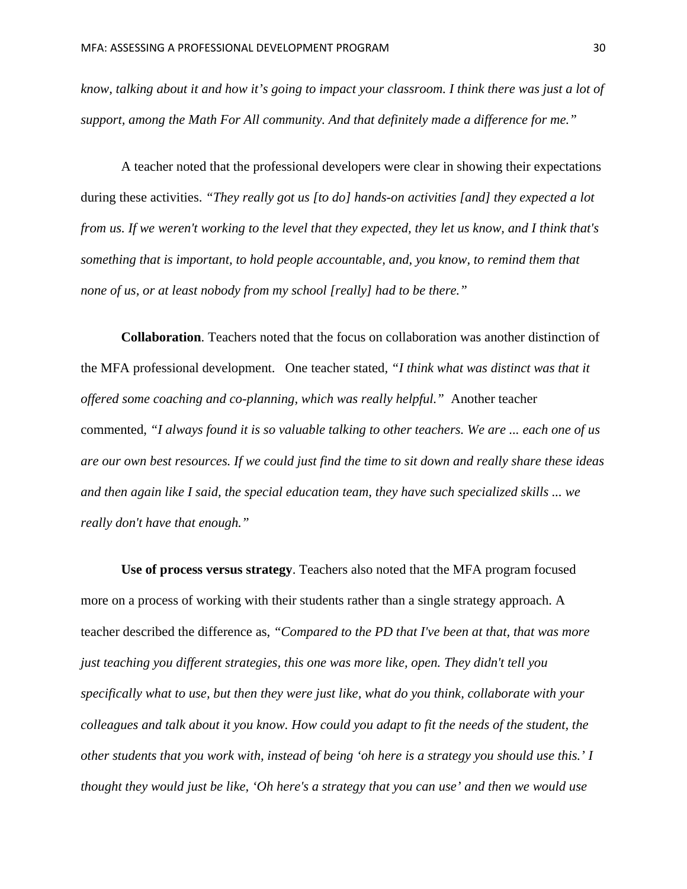*know, talking about it and how it's going to impact your classroom. I think there was just a lot of support, among the Math For All community. And that definitely made a difference for me."*

A teacher noted that the professional developers were clear in showing their expectations during these activities. *"They really got us [to do] hands-on activities [and] they expected a lot from us. If we weren't working to the level that they expected, they let us know, and I think that's something that is important, to hold people accountable, and, you know, to remind them that none of us, or at least nobody from my school [really] had to be there."*

**Collaboration**. Teachers noted that the focus on collaboration was another distinction of the MFA professional development. One teacher stated, *"I think what was distinct was that it offered some coaching and co-planning, which was really helpful."* Another teacher commented, *"I always found it is so valuable talking to other teachers. We are ... each one of us are our own best resources. If we could just find the time to sit down and really share these ideas and then again like I said, the special education team, they have such specialized skills ... we really don't have that enough."*

**Use of process versus strategy**. Teachers also noted that the MFA program focused more on a process of working with their students rather than a single strategy approach. A teacher described the difference as, *"Compared to the PD that I've been at that, that was more just teaching you different strategies, this one was more like, open. They didn't tell you specifically what to use, but then they were just like, what do you think, collaborate with your colleagues and talk about it you know. How could you adapt to fit the needs of the student, the other students that you work with, instead of being 'oh here is a strategy you should use this.' I thought they would just be like, 'Oh here's a strategy that you can use' and then we would use*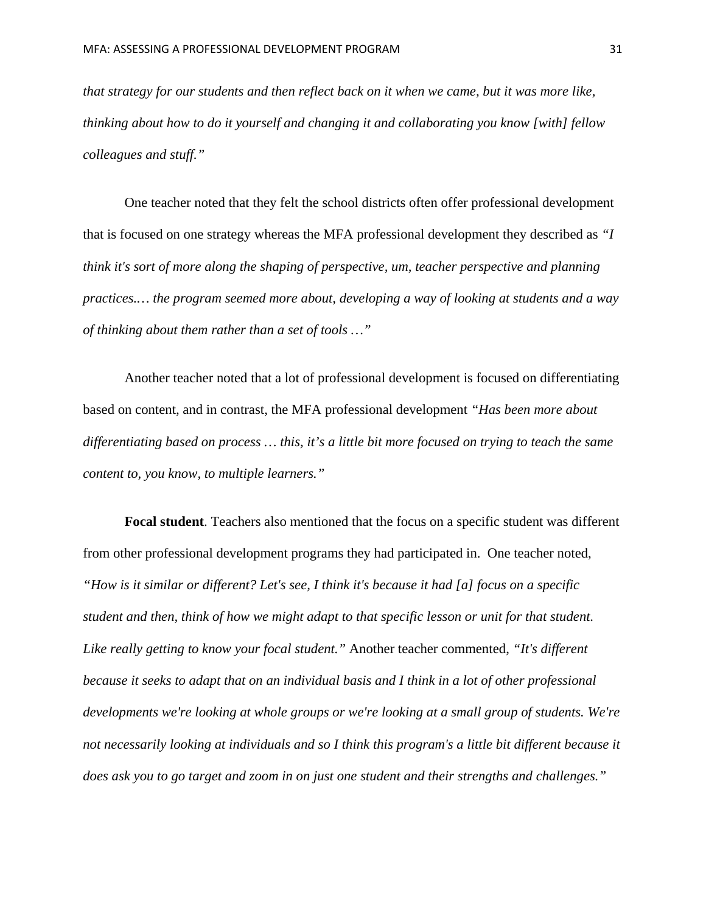*that strategy for our students and then reflect back on it when we came, but it was more like, thinking about how to do it yourself and changing it and collaborating you know [with] fellow colleagues and stuff."*

One teacher noted that they felt the school districts often offer professional development that is focused on one strategy whereas the MFA professional development they described as *"I think it's sort of more along the shaping of perspective, um, teacher perspective and planning practices.… the program seemed more about, developing a way of looking at students and a way of thinking about them rather than a set of tools …"*

Another teacher noted that a lot of professional development is focused on differentiating based on content, and in contrast, the MFA professional development *"Has been more about differentiating based on process … this, it's a little bit more focused on trying to teach the same content to, you know, to multiple learners."*

**Focal student**. Teachers also mentioned that the focus on a specific student was different from other professional development programs they had participated in. One teacher noted, *"How is it similar or different? Let's see, I think it's because it had [a] focus on a specific student and then, think of how we might adapt to that specific lesson or unit for that student. Like really getting to know your focal student."* Another teacher commented, *"It's different because it seeks to adapt that on an individual basis and I think in a lot of other professional developments we're looking at whole groups or we're looking at a small group of students. We're not necessarily looking at individuals and so I think this program's a little bit different because it does ask you to go target and zoom in on just one student and their strengths and challenges."*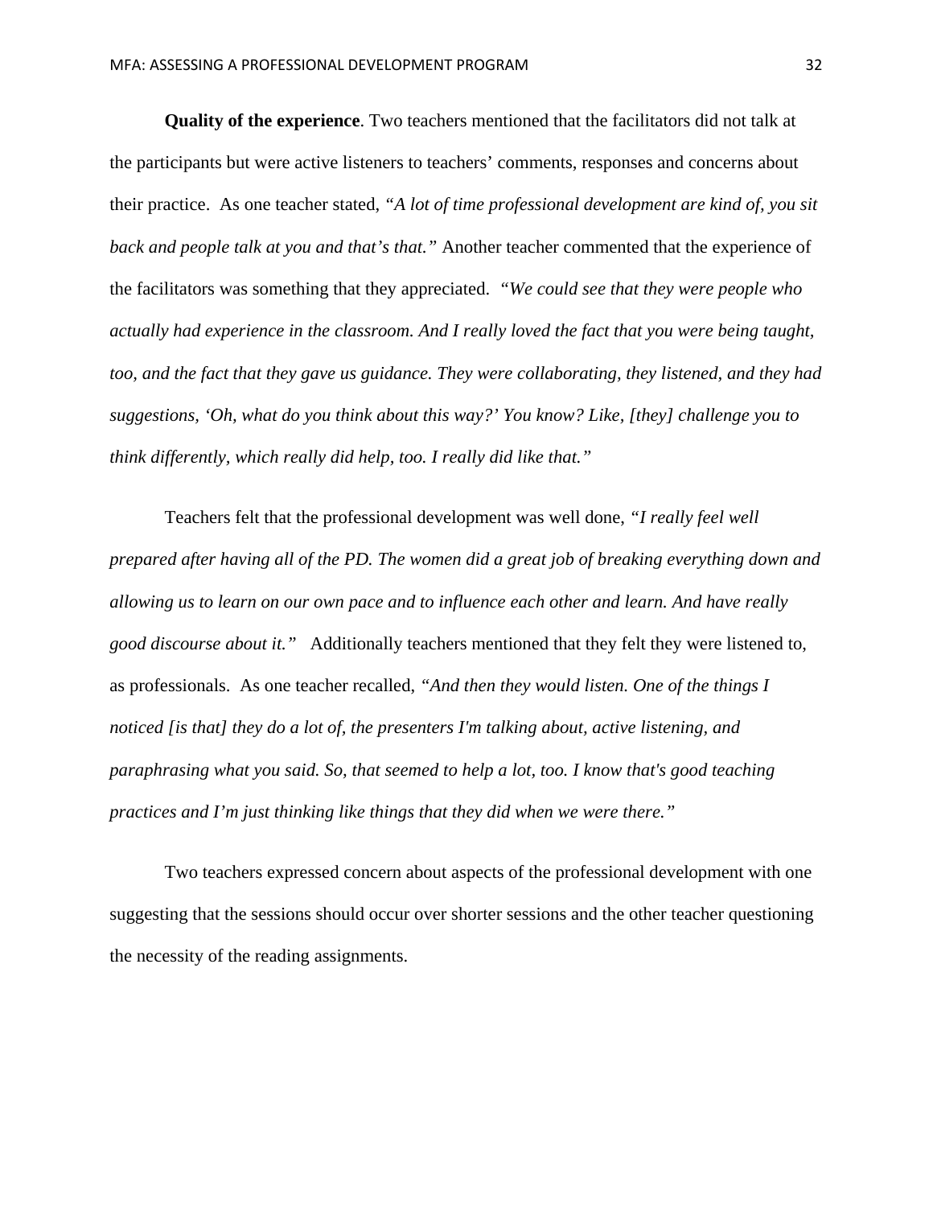**Quality of the experience**. Two teachers mentioned that the facilitators did not talk at the participants but were active listeners to teachers' comments, responses and concerns about their practice. As one teacher stated, *"A lot of time professional development are kind of, you sit back and people talk at you and that's that."* Another teacher commented that the experience of the facilitators was something that they appreciated. *"We could see that they were people who actually had experience in the classroom. And I really loved the fact that you were being taught, too, and the fact that they gave us guidance. They were collaborating, they listened, and they had suggestions, 'Oh, what do you think about this way?' You know? Like, [they] challenge you to think differently, which really did help, too. I really did like that."*

Teachers felt that the professional development was well done, *"I really feel well prepared after having all of the PD. The women did a great job of breaking everything down and allowing us to learn on our own pace and to influence each other and learn. And have really good discourse about it."* Additionally teachers mentioned that they felt they were listened to, as professionals. As one teacher recalled, *"And then they would listen. One of the things I noticed [is that] they do a lot of, the presenters I'm talking about, active listening, and paraphrasing what you said. So, that seemed to help a lot, too. I know that's good teaching practices and I'm just thinking like things that they did when we were there."*

Two teachers expressed concern about aspects of the professional development with one suggesting that the sessions should occur over shorter sessions and the other teacher questioning the necessity of the reading assignments.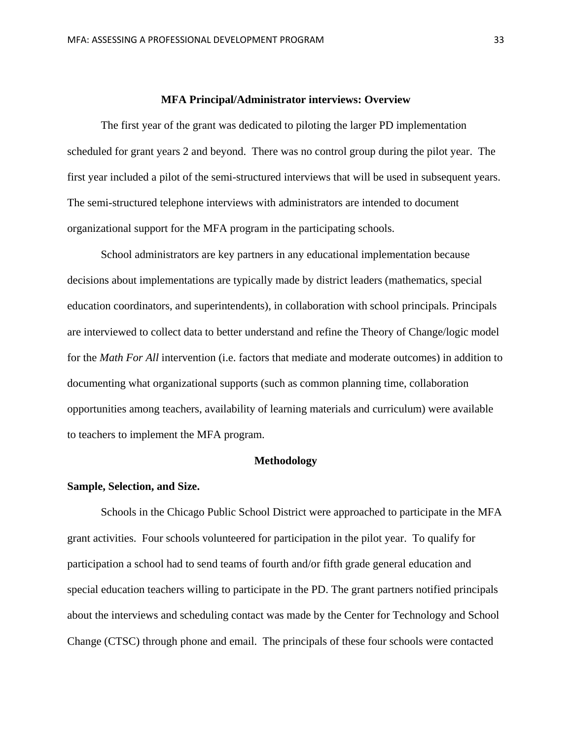## MFA Principal/Administrator interviews: Overview

The first year of the grant was dedicated to piloting the larger PD implementation scheduled for grant years 2 and beyond. There was no control group during the pilot year. The first year included a pilot of the semi-structured interviews that will be used in subsequent years. The semi-structured telephone interviews with administrators are intended to document organizational support for the MFA program in the participating schools.

School administrators are key partners in any educational implementation because decisions about implementations are typically made by district leaders (mathematics, special education coordinators, and superintendents), in collaboration with school principals. Principals are interviewed to collect data to better understand and refine the Theory of Change/logic model for the *Math For All* intervention (i.e. factors that mediate and moderate outcomes) in addition to documenting what organizational supports (such as common planning time, collaboration opportunities among teachers, availability of learning materials and curriculum) were available to teachers to implement the MFA program.

## Methodology

### Sample, Selection, and Size.

Schools in the Chicago Public School District were approached to participate in the MFA grant activities. Four schools volunteered for participation in the pilot year. To qualify for participation a school had to send teams of fourth and/or fifth grade general education and special education teachers willing to participate in the PD. The grant partners notified principals about the interviews and scheduling contact was made by the Center for Technology and School Change (CTSC) through phone and email. The principals of these four schools were contacted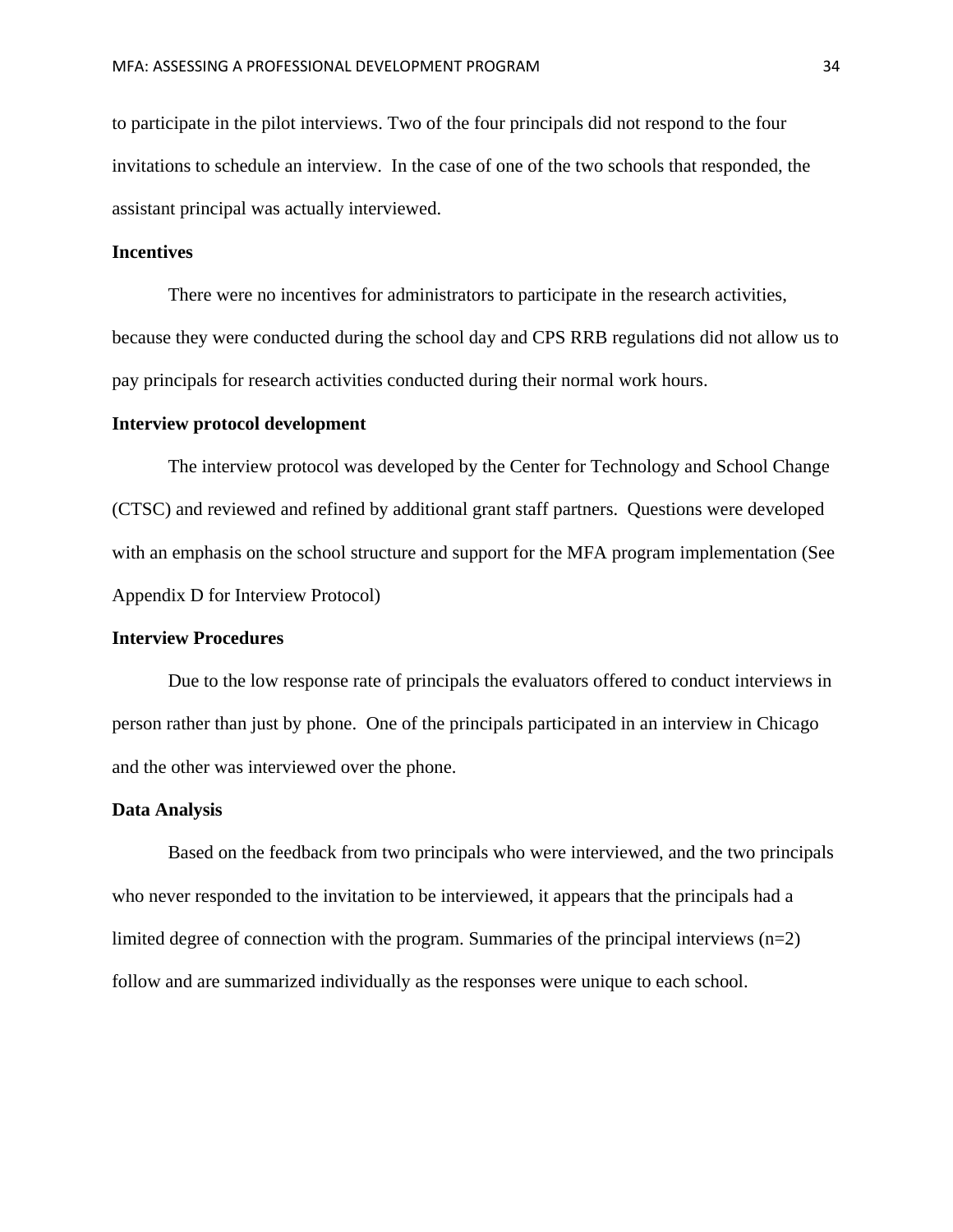to participate in the pilot interviews. Two of the four principals did not respond to the four invitations to schedule an interview. In the case of one of the two schools that responded, the assistant principal was actually interviewed.

**Incentives**

There were no incentives for administrators to participate in the research activities, because they were conducted during the school day and CPS RRB regulations did not allow us to pay principals for research activities conducted during their normal work hours.

**Interview protocol development**

The interview protocol was developed by the Center for Technology and School Change (CTSC) and reviewed and refined by additional grant staff partners. Questions were developed with an emphasis on the school structure and support for the MFA program implementation (See Appendix D for Interview Protocol)

**Interview Procedures**

Due to the low response rate of principals the evaluators offered to conduct interviews in person rather than just by phone. One of the principals participated in an interview in Chicago and the other was interviewed over the phone.

**Data Analysis**

Based on the feedback from two principals who were interviewed, and the two principals who never responded to the invitation to be interviewed, it appears that the principals had a limited degree of connection with the program. Summaries of the principal interviews (n=2) follow and are summarized individually as the responses were unique to each school.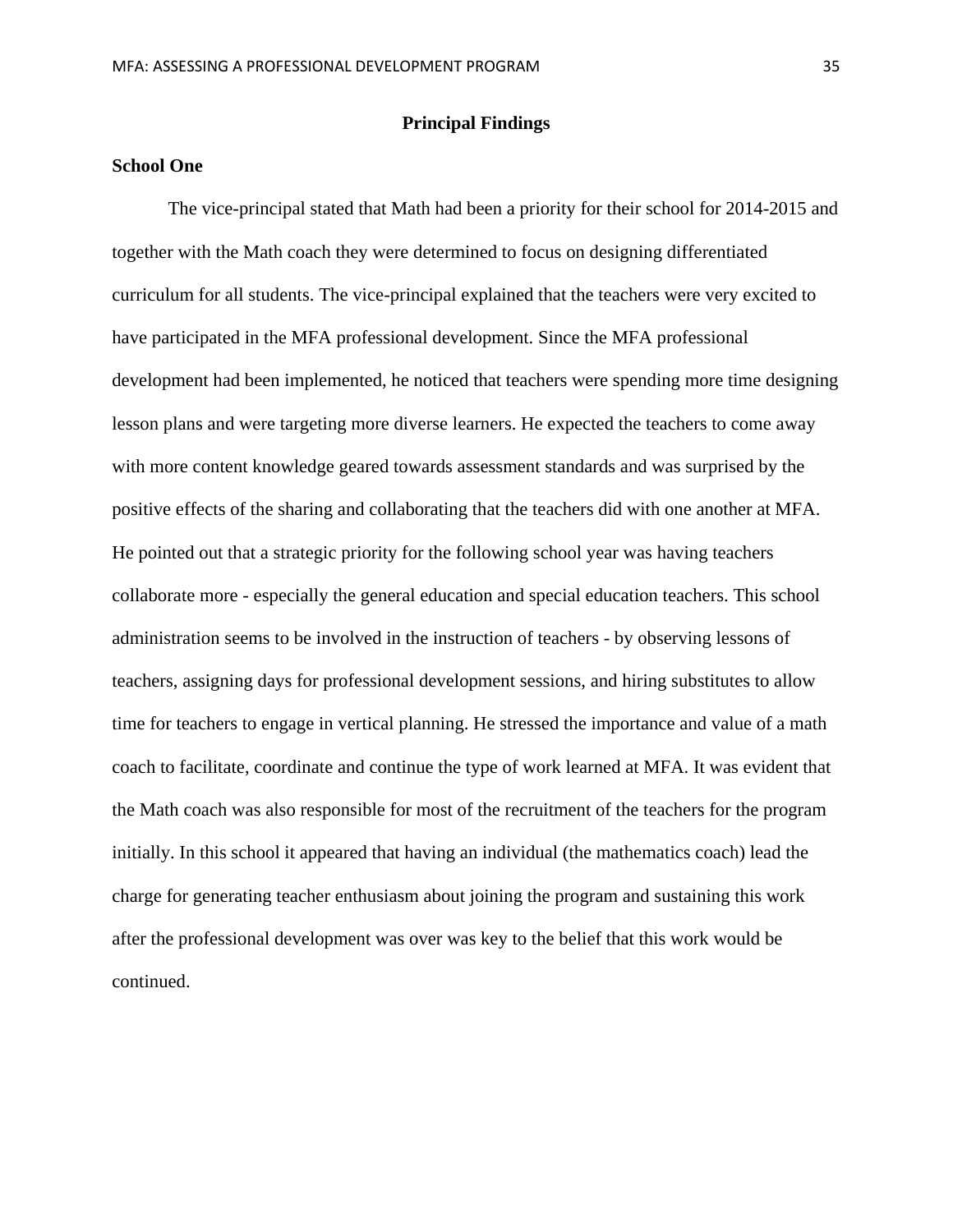## Principal Findings

### School One

The vice-principal stated that Math had been a priority for their school for 2014-2015 and together with the Math coach they were determined to focus on designing differentiated curriculum for all students. The vice-principal explained that the teachers were very excited to have participated in the MFA professional development. Since the MFA professional development had been implemented, he noticed that teachers were spending more time designing lesson plans and were targeting more diverse learners. He expected the teachers to come away with more content knowledge geared towards assessment standards and was surprised by the positive effects of the sharing and collaborating that the teachers did with one another at MFA. He pointed out that a strategic priority for the following school year was having teachers collaborate more - especially the general education and special education teachers. This school administration seems to be involved in the instruction of teachers - by observing lessons of teachers, assigning days for professional development sessions, and hiring substitutes to allow time for teachers to engage in vertical planning. He stressed the importance and value of a math coach to facilitate, coordinate and continue the type of work learned at MFA. It was evident that the Math coach was also responsible for most of the recruitment of the teachers for the program initially. In this school it appeared that having an individual (the mathematics coach) lead the charge for generating teacher enthusiasm about joining the program and sustaining this work after the professional development was over was key to the belief that this work would be continued.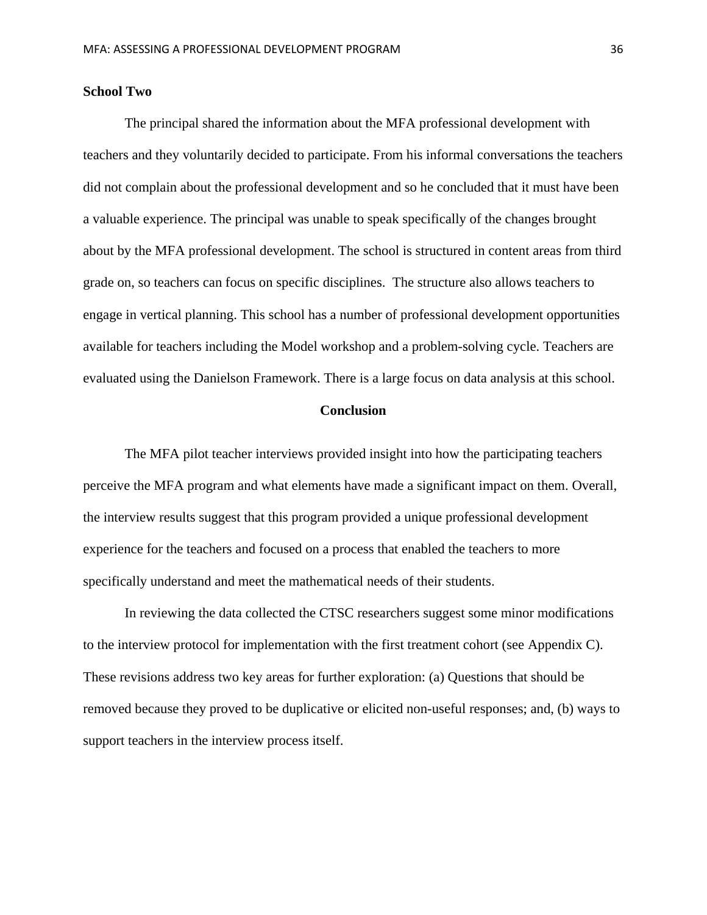**School Two**

The principal shared the information about the MFA professional development with teachers and they voluntarily decided to participate. From his informal conversations the teachers did not complain about the professional development and so he concluded that it must have been a valuable experience. The principal was unable to speak specifically of the changes brought about by the MFA professional development. The school is structured in content areas from third grade on, so teachers can focus on specific disciplines.  The structure also allows teachers to engage in vertical planning. This school has a number of professional development opportunities available for teachers including the Model workshop and a problem-solving cycle. Teachers are evaluated using the Danielson Framework. There is a large focus on data analysis at this school.

## Conclusion

The MFA pilot teacher interviews provided insight into how the participating teachers perceive the MFA program and what elements have made a significant impact on them. Overall, the interview results suggest that this program provided a unique professional development experience for the teachers and focused on a process that enabled the teachers to more specifically understand and meet the mathematical needs of their students.

In reviewing the data collected the CTSC researchers suggest some minor modifications to the interview protocol for implementation with the first treatment cohort (see Appendix C). These revisions address two key areas for further exploration: (a) Questions that should be removed because they proved to be duplicative or elicited non-useful responses; and, (b) ways to support teachers in the interview process itself.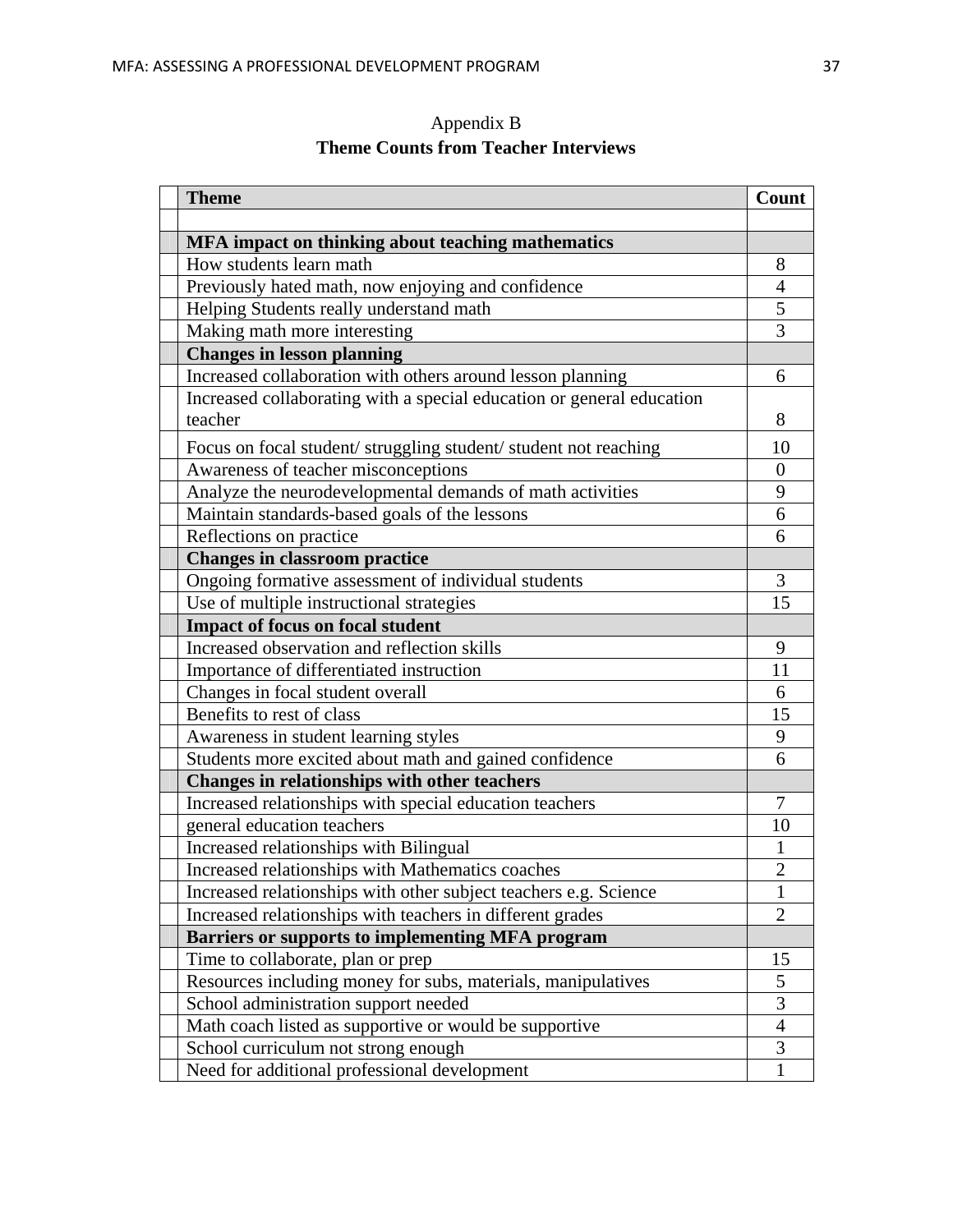Appendix B

**Theme Counts from Teacher Interviews**

| Theme | Count |
|---|---|
| | |
| **MFA impact on thinking about teaching mathematics** | |
| How students learn math | 8 |
| Previously hated math, now enjoying and confidence | 4 |
| Helping Students really understand math | 5 |
| Making math more interesting | 3 |
| **Changes in lesson planning** | |
| Increased collaboration with others around lesson planning | 6 |
| Increased collaborating with a special education or general education teacher | 8 |
| Focus on focal student/ struggling student/ student not reaching | 10 |
| Awareness of teacher misconceptions | 0 |
| Analyze the neurodevelopmental demands of math activities | 9 |
| Maintain standards-based goals of the lessons | 6 |
| Reflections on practice | 6 |
| **Changes in classroom practice** | |
| Ongoing formative assessment of individual students | 3 |
| Use of multiple instructional strategies | 15 |
| **Impact of focus on focal student** | |
| Increased observation and reflection skills | 9 |
| Importance of differentiated instruction | 11 |
| Changes in focal student overall | 6 |
| Benefits to rest of class | 15 |
| Awareness in student learning styles | 9 |
| Students more excited about math and gained confidence | 6 |
| **Changes in relationships with other teachers** | |
| Increased relationships with special education teachers | 7 |
| general education teachers | 10 |
| Increased relationships with Bilingual | 1 |
| Increased relationships with Mathematics coaches | 2 |
| Increased relationships with other subject teachers e.g. Science | 1 |
| Increased relationships with teachers in different grades | 2 |
| **Barriers or supports to implementing MFA program** | |
| Time to collaborate, plan or prep | 15 |
| Resources including money for subs, materials, manipulatives | 5 |
| School administration support needed | 3 |
| Math coach listed as supportive or would be supportive | 4 |
| School curriculum not strong enough | 3 |
| Need for additional professional development | 1 |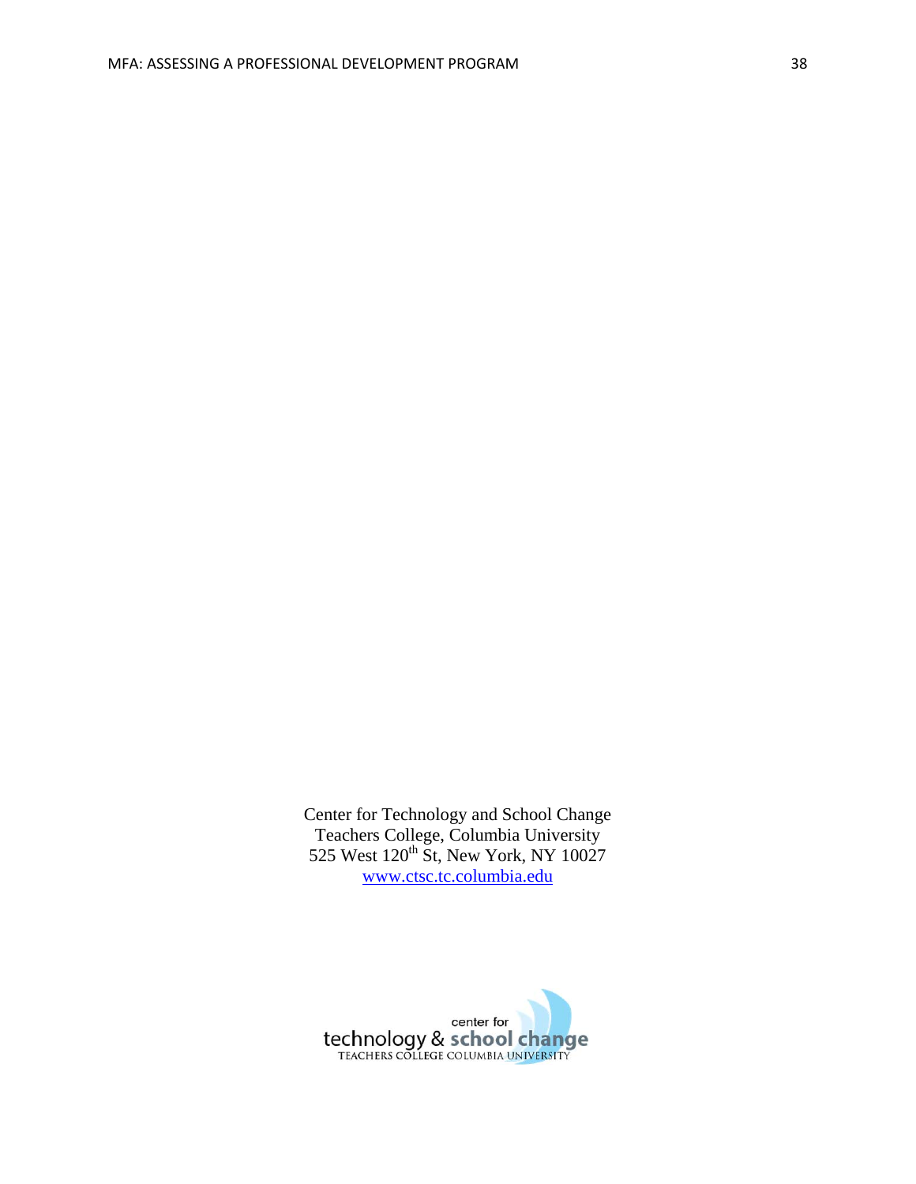Center for Technology and School Change
Teachers College, Columbia University
525 West 120th St, New York, NY 10027
www.ctsc.tc.columbia.edu

center for
technology & school change
TEACHERS COLLEGE COLUMBIA UNIVERSITY